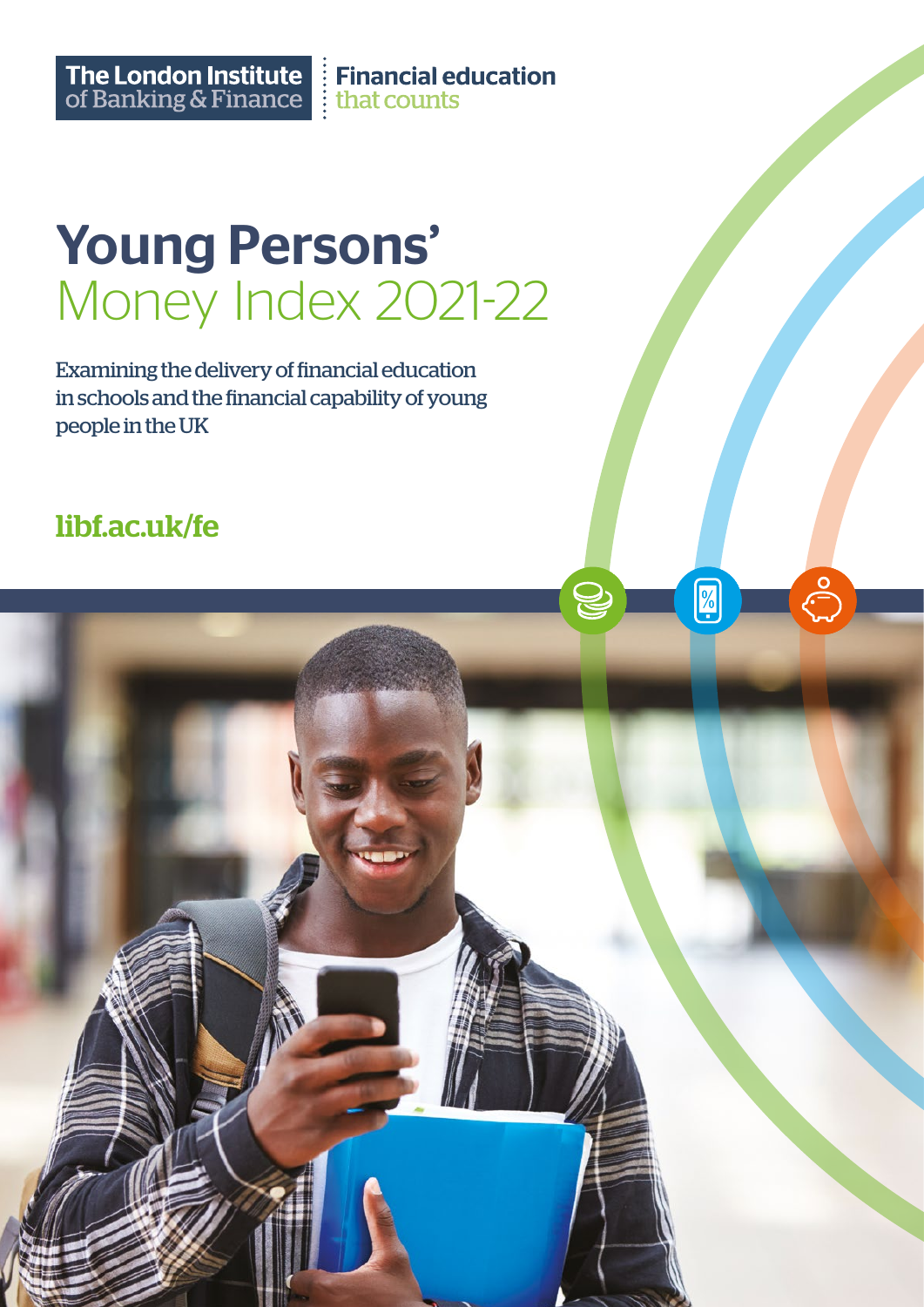The London Institute of Banking & Finance | Financial education that counts

# Young Persons' Money Index 2021-22

Examining the delivery of financial education in schools and the financial capability of young people in the UK

**libf.ac.uk/fe**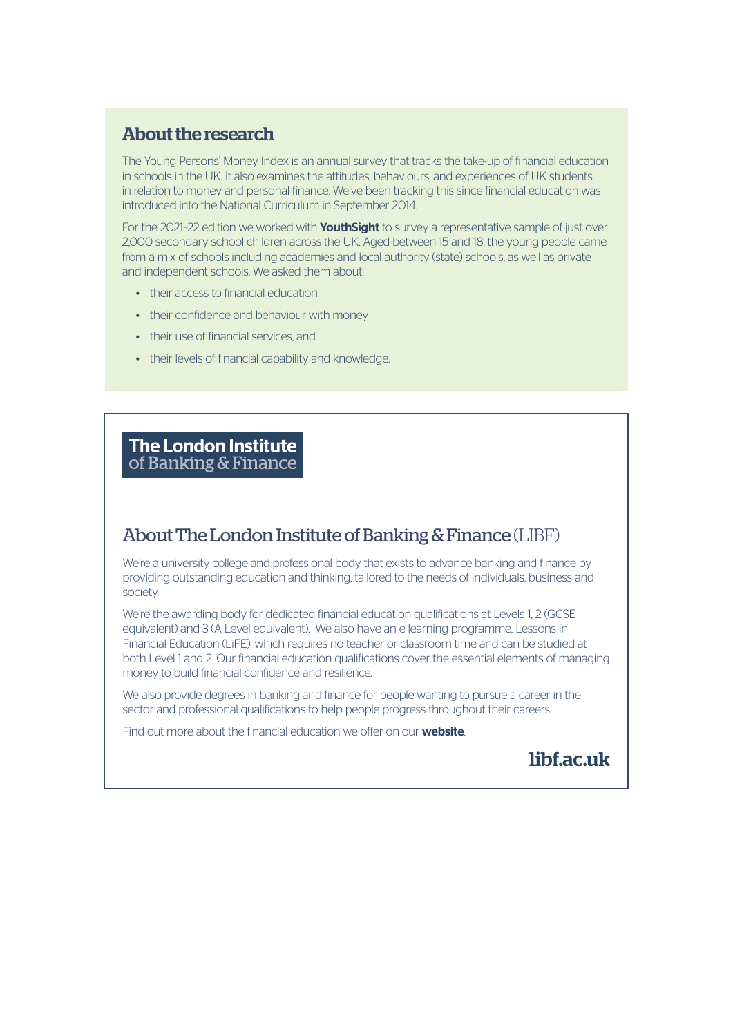## About the research

The Young Persons' Money Index is an annual survey that tracks the take-up of financial education in schools in the UK. It also examines the attitudes, behaviours, and experiences of UK students in relation to money and personal finance. We've been tracking this since financial education was introduced into the National Curriculum in September 2014.

For the 2021-22 edition we worked with **YouthSight** to survey a representative sample of just over 2,000 secondary school children across the UK. Aged between 15 and 18, the young people came from a mix of schools including academies and local authority (state) schools, as well as private and independent schools. We asked them about:

- their access to financial education
- their confidence and behaviour with money
- their use of financial services, and
- their levels of financial capability and knowledge.

**The London Institute of Banking & Finance**

## About The London Institute of Banking & Finance (LIBF)

We're a university college and professional body that exists to advance banking and finance by providing outstanding education and thinking, tailored to the needs of individuals, business and society.

We're the awarding body for dedicated financial education qualifications at Levels 1, 2 (GCSE equivalent) and 3 (A Level equivalent). We also have an e-learning programme, Lessons in Financial Education (LiFE), which requires no teacher or classroom time and can be studied at both Level 1 and 2. Our financial education qualifications cover the essential elements of managing money to build financial confidence and resilience.

We also provide degrees in banking and finance for people wanting to pursue a career in the sector and professional qualifications to help people progress throughout their careers.

Find out more about the financial education we offer on our **website**.

**libf.ac.uk**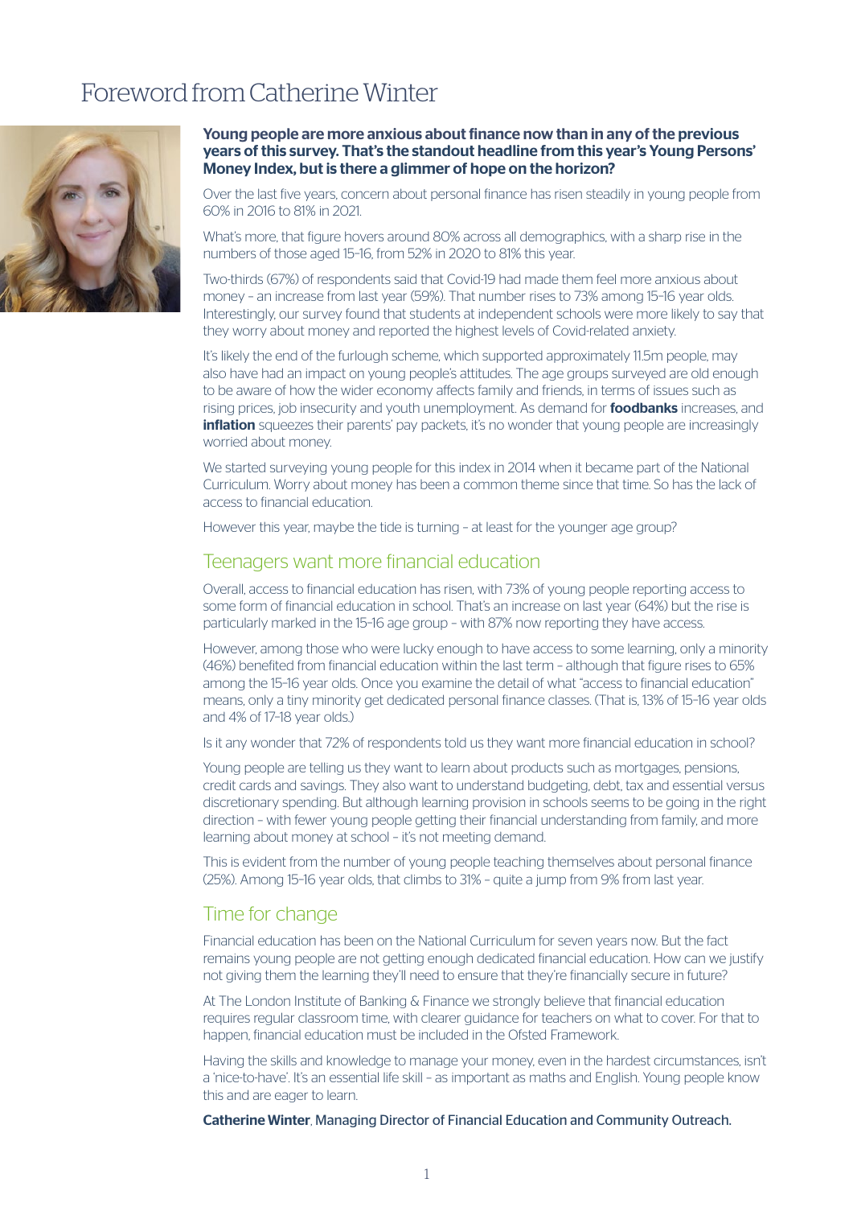# Foreword from Catherine Winter

**Young people are more anxious about finance now than in any of the previous years of this survey. That's the standout headline from this year's Young Persons' Money Index, but is there a glimmer of hope on the horizon?**

Over the last five years, concern about personal finance has risen steadily in young people from 60% in 2016 to 81% in 2021.

What's more, that figure hovers around 80% across all demographics, with a sharp rise in the numbers of those aged 15–16, from 52% in 2020 to 81% this year.

Two-thirds (67%) of respondents said that Covid-19 had made them feel more anxious about money – an increase from last year (59%). That number rises to 73% among 15–16 year olds. Interestingly, our survey found that students at independent schools were more likely to say that they worry about money and reported the highest levels of Covid-related anxiety.

It's likely the end of the furlough scheme, which supported approximately 11.5m people, may also have had an impact on young people's attitudes. The age groups surveyed are old enough to be aware of how the wider economy affects family and friends, in terms of issues such as rising prices, job insecurity and youth unemployment. As demand for **foodbanks** increases, and **inflation** squeezes their parents' pay packets, it's no wonder that young people are increasingly worried about money.

We started surveying young people for this index in 2014 when it became part of the National Curriculum. Worry about money has been a common theme since that time. So has the lack of access to financial education.

However this year, maybe the tide is turning – at least for the younger age group?

## Teenagers want more financial education

Overall, access to financial education has risen, with 73% of young people reporting access to some form of financial education in school. That's an increase on last year (64%) but the rise is particularly marked in the 15–16 age group – with 87% now reporting they have access.

However, among those who were lucky enough to have access to some learning, only a minority (46%) benefited from financial education within the last term – although that figure rises to 65% among the 15–16 year olds. Once you examine the detail of what "access to financial education" means, only a tiny minority get dedicated personal finance classes. (That is, 13% of 15–16 year olds and 4% of 17–18 year olds.)

Is it any wonder that 72% of respondents told us they want more financial education in school?

Young people are telling us they want to learn about products such as mortgages, pensions, credit cards and savings. They also want to understand budgeting, debt, tax and essential versus discretionary spending. But although learning provision in schools seems to be going in the right direction – with fewer young people getting their financial understanding from family, and more learning about money at school – it's not meeting demand.

This is evident from the number of young people teaching themselves about personal finance (25%). Among 15–16 year olds, that climbs to 31% – quite a jump from 9% from last year.

## Time for change

Financial education has been on the National Curriculum for seven years now. But the fact remains young people are not getting enough dedicated financial education. How can we justify not giving them the learning they'll need to ensure that they're financially secure in future?

At The London Institute of Banking & Finance we strongly believe that financial education requires regular classroom time, with clearer guidance for teachers on what to cover. For that to happen, financial education must be included in the Ofsted Framework.

Having the skills and knowledge to manage your money, even in the hardest circumstances, isn't a 'nice-to-have'. It's an essential life skill – as important as maths and English. Young people know this and are eager to learn.

**Catherine Winter**, Managing Director of Financial Education and Community Outreach.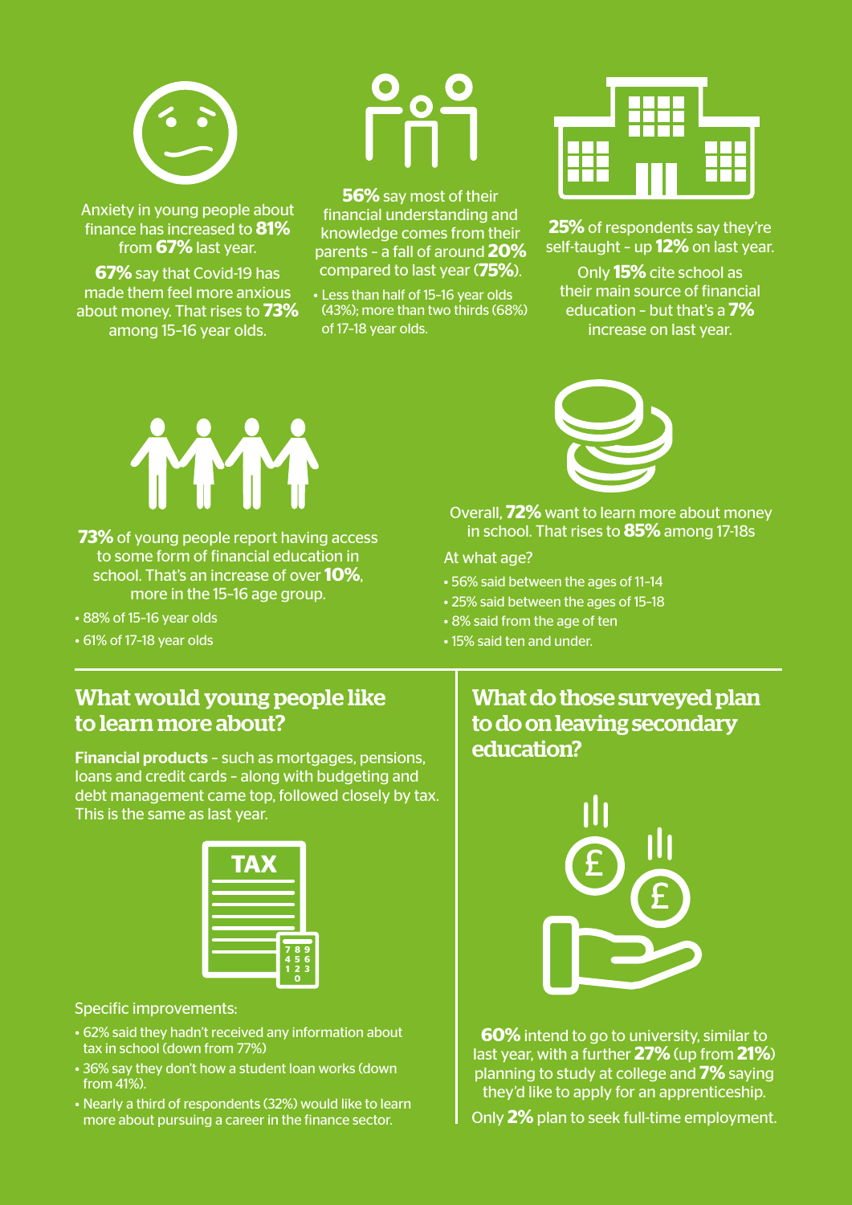Anxiety in young people about finance has increased to **81%** from **67%** last year.

**67%** say that Covid-19 has made them feel more anxious about money. That rises to **73%** among 15–16 year olds.

**56%** say most of their financial understanding and knowledge comes from their parents – a fall of around **20%** compared to last year (**75%**).

- Less than half of 15–16 year olds (43%); more than two thirds (68%) of 17–18 year olds.

**25%** of respondents say they're self-taught – up **12%** on last year.

Only **15%** cite school as their main source of financial education – but that's a **7%** increase on last year.

**73%** of young people report having access to some form of financial education in school. That's an increase of over **10%**, more in the 15-16 age group.

- 88% of 15-16 year olds
- 61% of 17-18 year olds

Overall, **72%** want to learn more about money in school. That rises to **85%** among 17-18s

At what age?

- 56% said between the ages of 11-14
- 25% said between the ages of 15-18
- 8% said from the age of ten
- 15% said ten and under.

## What would young people like to learn more about?

**Financial products** – such as mortgages, pensions, loans and credit cards – along with budgeting and debt management came top, followed closely by tax. This is the same as last year.

Specific improvements:

- 62% said they hadn't received any information about tax in school (down from 77%)
- 36% say they don't how a student loan works (down from 41%).
- Nearly a third of respondents (32%) would like to learn more about pursuing a career in the finance sector.

## What do those surveyed plan to do on leaving secondary education?

**60%** intend to go to university, similar to last year, with a further **27%** (up from **21%**) planning to study at college and **7%** saying they'd like to apply for an apprenticeship.

Only **2%** plan to seek full-time employment.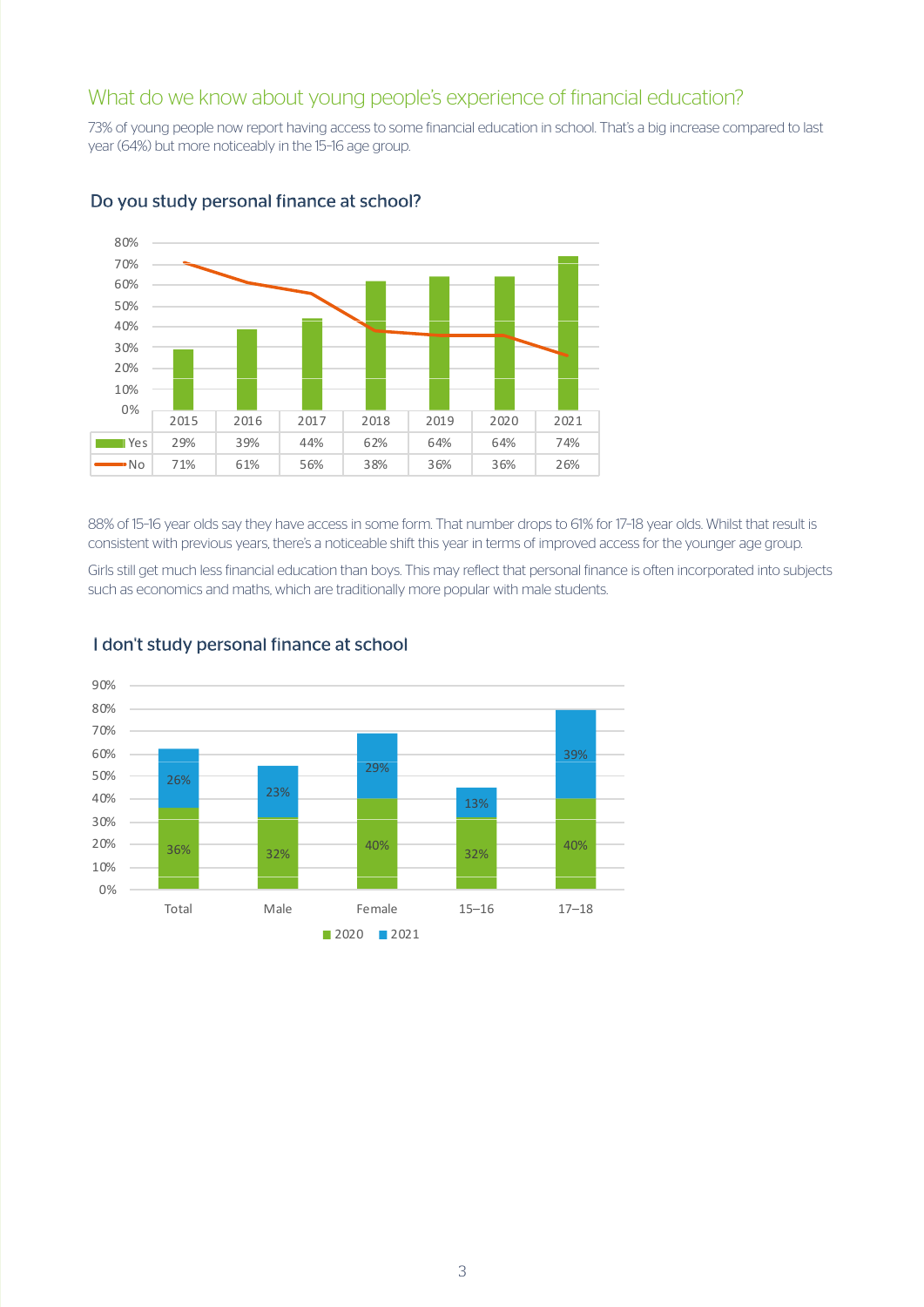## What do we know about young people's experience of financial education?

73% of young people now report having access to some financial education in school. That's a big increase compared to last year (64%) but more noticeably in the 15–16 age group.

### Do you study personal finance at school?

| | 2015 | 2016 | 2017 | 2018 | 2019 | 2020 | 2021 |
|---|---|---|---|---|---|---|---|
| Yes | 29% | 39% | 44% | 62% | 64% | 64% | 74% |
| No | 71% | 61% | 56% | 38% | 36% | 36% | 26% |

88% of 15–16 year olds say they have access in some form. That number drops to 61% for 17–18 year olds. Whilst that result is consistent with previous years, there's a noticeable shift this year in terms of improved access for the younger age group.

Girls still get much less financial education than boys. This may reflect that personal finance is often incorporated into subjects such as economics and maths, which are traditionally more popular with male students.

### I don't study personal finance at school

| | Total | Male | Female | 15–16 | 17–18 |
|---|---|---|---|---|---|
| 2020 | 36% | 32% | 40% | 32% | 40% |
| 2021 | 26% | 23% | 29% | 13% | 39% |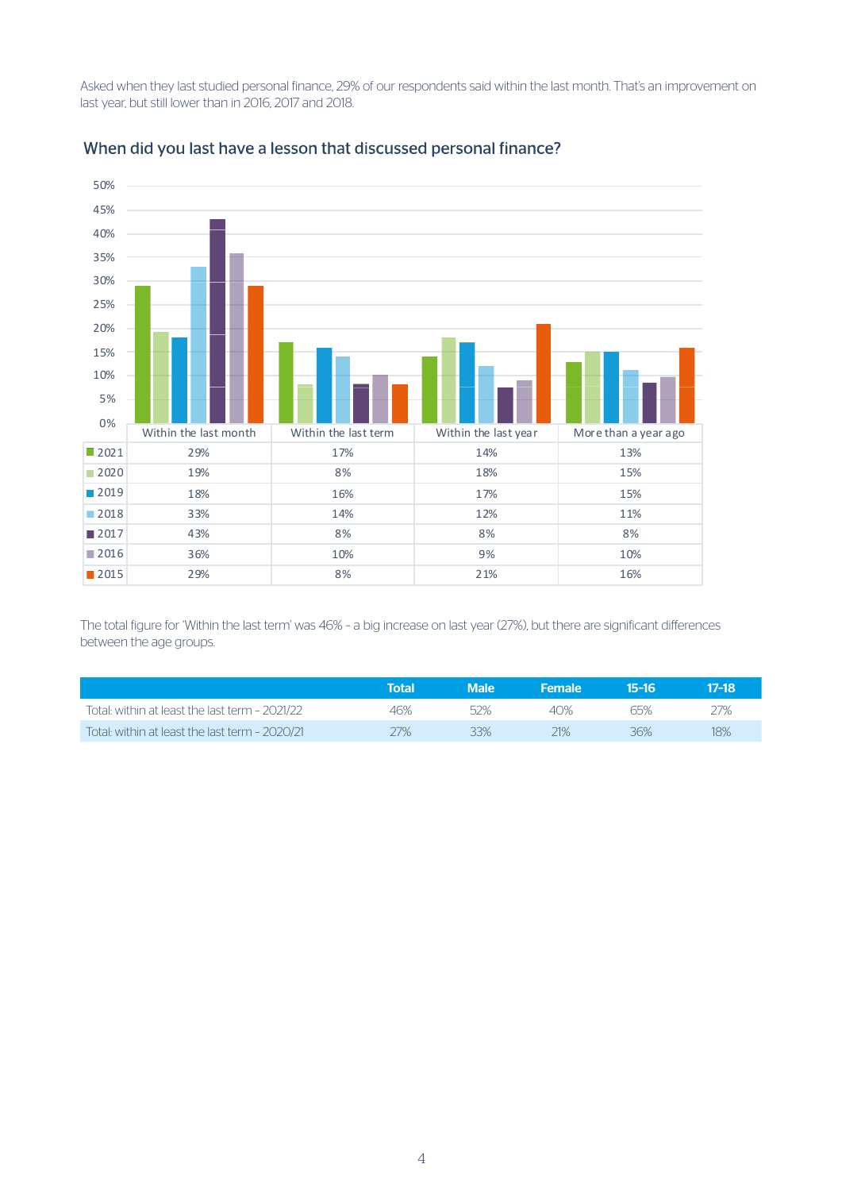Asked when they last studied personal finance, 29% of our respondents said within the last month. That's an improvement on last year, but still lower than in 2016, 2017 and 2018.

## When did you last have a lesson that discussed personal finance?

| | Within the last month | Within the last term | Within the last year | More than a year ago |
|---|---|---|---|---|
| 2021 | 29% | 17% | 14% | 13% |
| 2020 | 19% | 8% | 18% | 15% |
| 2019 | 18% | 16% | 17% | 15% |
| 2018 | 33% | 14% | 12% | 11% |
| 2017 | 43% | 8% | 8% | 8% |
| 2016 | 36% | 10% | 9% | 10% |
| 2015 | 29% | 8% | 21% | 16% |

The total figure for 'Within the last term' was 46% – a big increase on last year (27%), but there are significant differences between the age groups.

| | Total | Male | Female | 15-16 | 17-18 |
|---|---|---|---|---|---|
| Total: within at least the last term – 2021/22 | 46% | 52% | 40% | 65% | 27% |
| Total: within at least the last term – 2020/21 | 27% | 33% | 21% | 36% | 18% |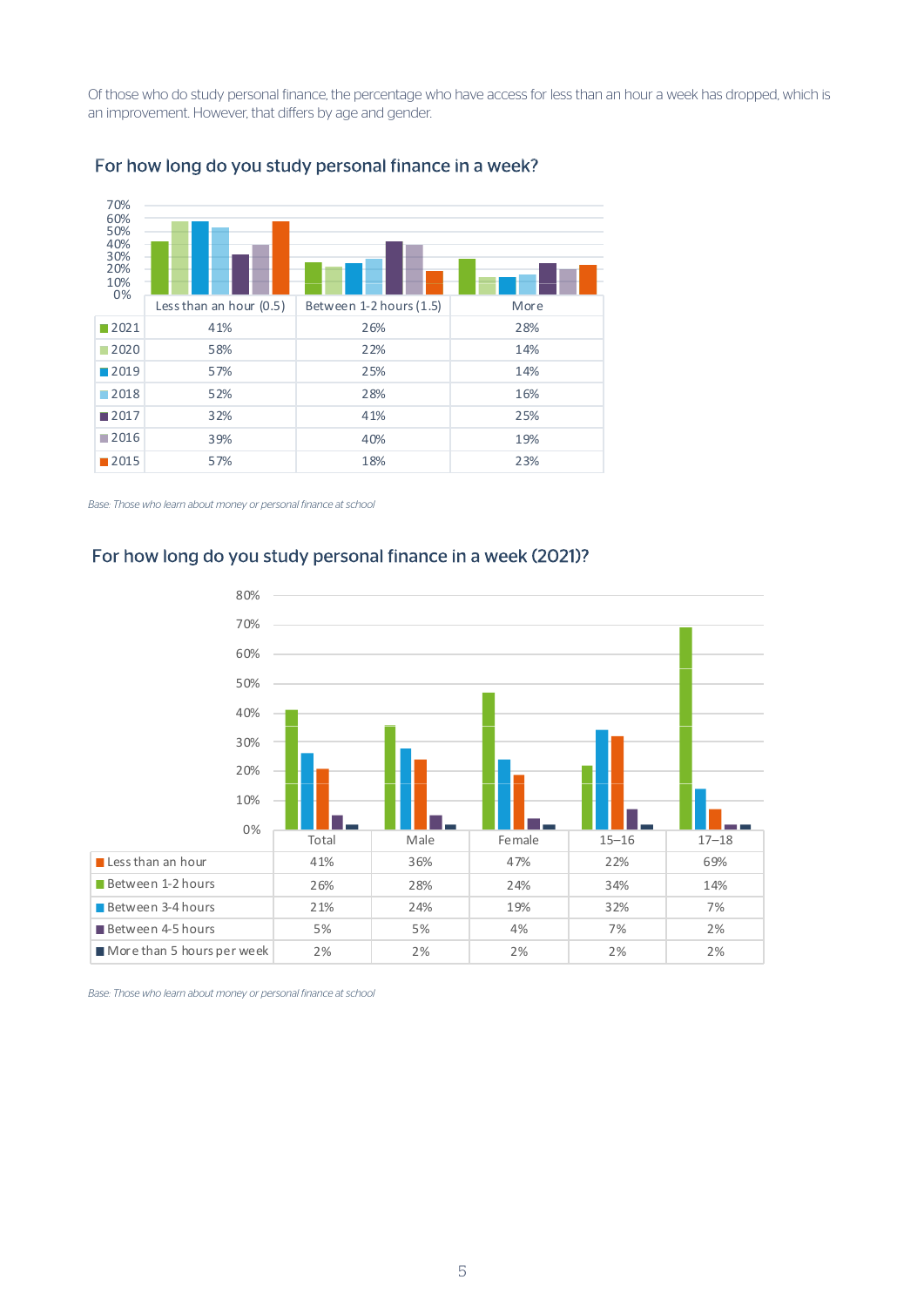Of those who do study personal finance, the percentage who have access for less than an hour a week has dropped, which is an improvement. However, that differs by age and gender.

## For how long do you study personal finance in a week?

| | Less than an hour (0.5) | Between 1-2 hours (1.5) | More |
|---|---|---|---|
| 2021 | 41% | 26% | 28% |
| 2020 | 58% | 22% | 14% |
| 2019 | 57% | 25% | 14% |
| 2018 | 52% | 28% | 16% |
| 2017 | 32% | 41% | 25% |
| 2016 | 39% | 40% | 19% |
| 2015 | 57% | 18% | 23% |

*Base: Those who learn about money or personal finance at school*

## For how long do you study personal finance in a week (2021)?

| | Total | Male | Female | 15–16 | 17–18 |
|---|---|---|---|---|---|
| Less than an hour | 41% | 36% | 47% | 22% | 69% |
| Between 1-2 hours | 26% | 28% | 24% | 34% | 14% |
| Between 3-4 hours | 21% | 24% | 19% | 32% | 7% |
| Between 4-5 hours | 5% | 5% | 4% | 7% | 2% |
| More than 5 hours per week | 2% | 2% | 2% | 2% | 2% |

*Base: Those who learn about money or personal finance at school*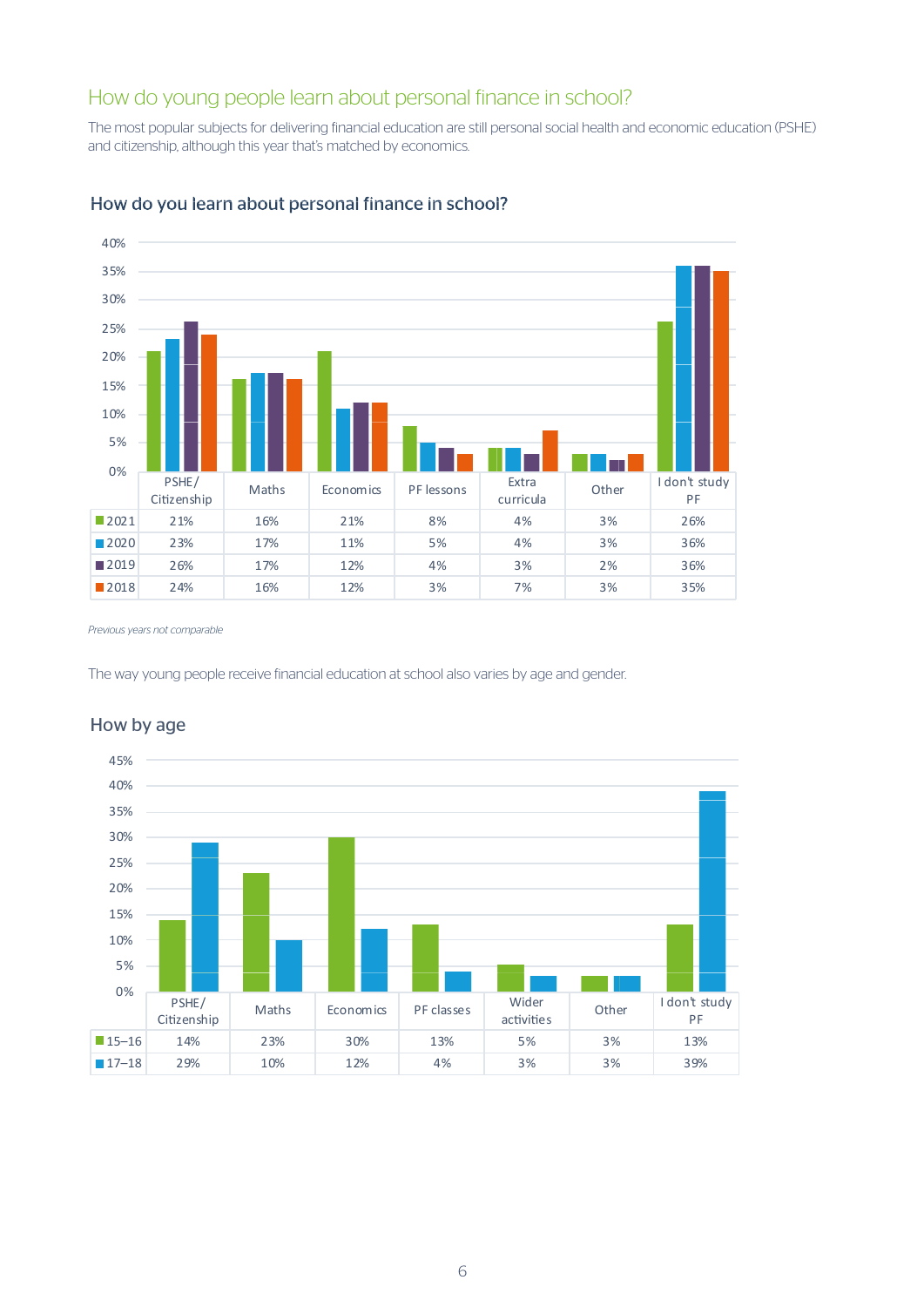## How do young people learn about personal finance in school?

The most popular subjects for delivering financial education are still personal social health and economic education (PSHE) and citizenship, although this year that's matched by economics.

### How do you learn about personal finance in school?

| | PSHE/ Citizenship | Maths | Economics | PF lessons | Extra curricula | Other | I don't study PF |
|---|---|---|---|---|---|---|---|
| 2021 | 21% | 16% | 21% | 8% | 4% | 3% | 26% |
| 2020 | 23% | 17% | 11% | 5% | 4% | 3% | 36% |
| 2019 | 26% | 17% | 12% | 4% | 3% | 2% | 36% |
| 2018 | 24% | 16% | 12% | 3% | 7% | 3% | 35% |

*Previous years not comparable*

The way young people receive financial education at school also varies by age and gender.

### How by age

| | PSHE/ Citizenship | Maths | Economics | PF classes | Wider activities | Other | I don't study PF |
|---|---|---|---|---|---|---|---|
| 15–16 | 14% | 23% | 30% | 13% | 5% | 3% | 13% |
| 17–18 | 29% | 10% | 12% | 4% | 3% | 3% | 39% |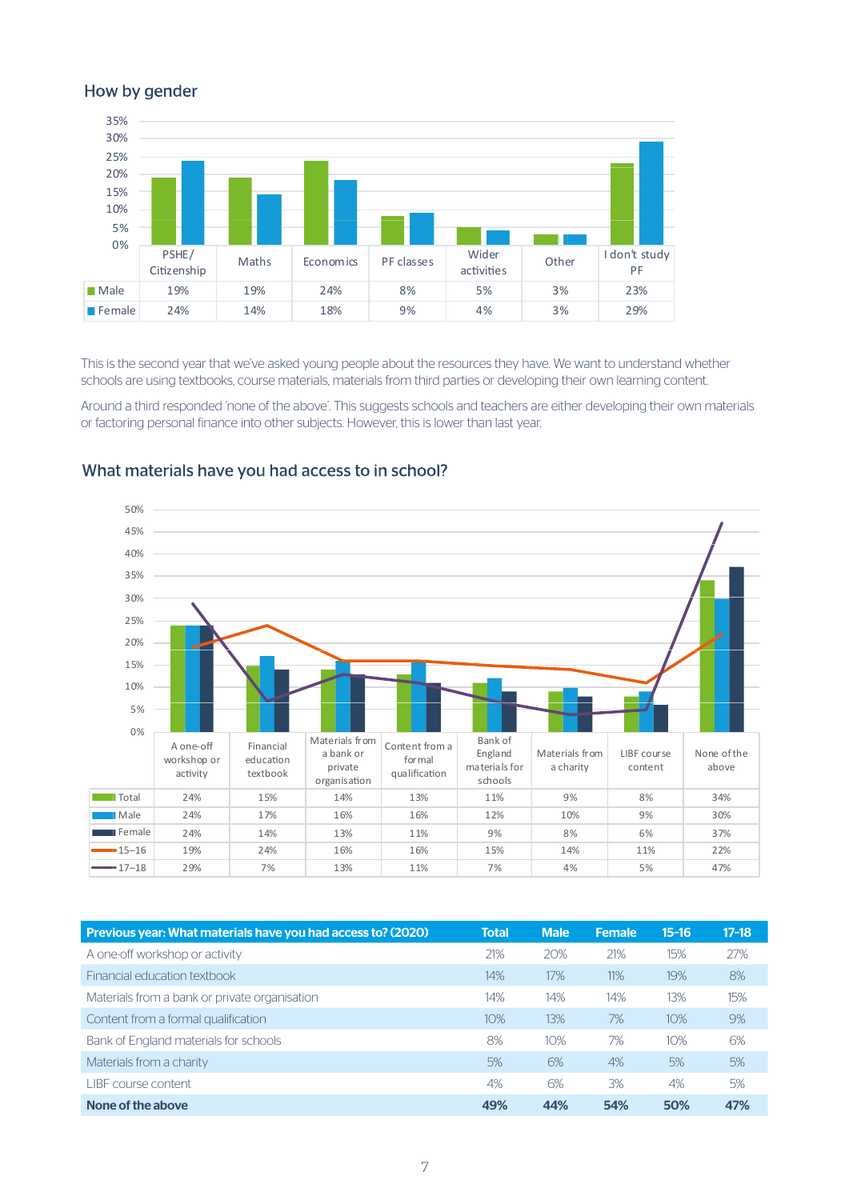### How by gender

|  | PSHE/ Citizenship | Maths | Economics | PF classes | Wider activities | Other | I don't study PF |
|---|---|---|---|---|---|---|---|
| Male | 19% | 19% | 24% | 8% | 5% | 3% | 23% |
| Female | 24% | 14% | 18% | 9% | 4% | 3% | 29% |

This is the second year that we've asked young people about the resources they have. We want to understand whether schools are using textbooks, course materials, materials from third parties or developing their own learning content.

Around a third responded 'none of the above'. This suggests schools and teachers are either developing their own materials or factoring personal finance into other subjects. However, this is lower than last year.

### What materials have you had access to in school?

|  | A one-off workshop or activity | Financial education textbook | Materials from a bank or private organisation | Content from a formal qualification | Bank of England materials for schools | Materials from a charity | LIBF course content | None of the above |
|---|---|---|---|---|---|---|---|---|
| Total | 24% | 15% | 14% | 13% | 11% | 9% | 8% | 34% |
| Male | 24% | 17% | 16% | 16% | 12% | 10% | 9% | 30% |
| Female | 24% | 14% | 13% | 11% | 9% | 8% | 6% | 37% |
| 15–16 | 19% | 24% | 16% | 16% | 15% | 14% | 11% | 22% |
| 17–18 | 29% | 7% | 13% | 11% | 7% | 4% | 5% | 47% |

| Previous year: What materials have you had access to? (2020) | Total | Male | Female | 15-16 | 17-18 |
|---|---|---|---|---|---|
| A one-off workshop or activity | 21% | 20% | 21% | 15% | 27% |
| Financial education textbook | 14% | 17% | 11% | 19% | 8% |
| Materials from a bank or private organisation | 14% | 14% | 14% | 13% | 15% |
| Content from a formal qualification | 10% | 13% | 7% | 10% | 9% |
| Bank of England materials for schools | 8% | 10% | 7% | 10% | 6% |
| Materials from a charity | 5% | 6% | 4% | 5% | 5% |
| LIBF course content | 4% | 6% | 3% | 4% | 5% |
| **None of the above** | **49%** | **44%** | **54%** | **50%** | **47%** |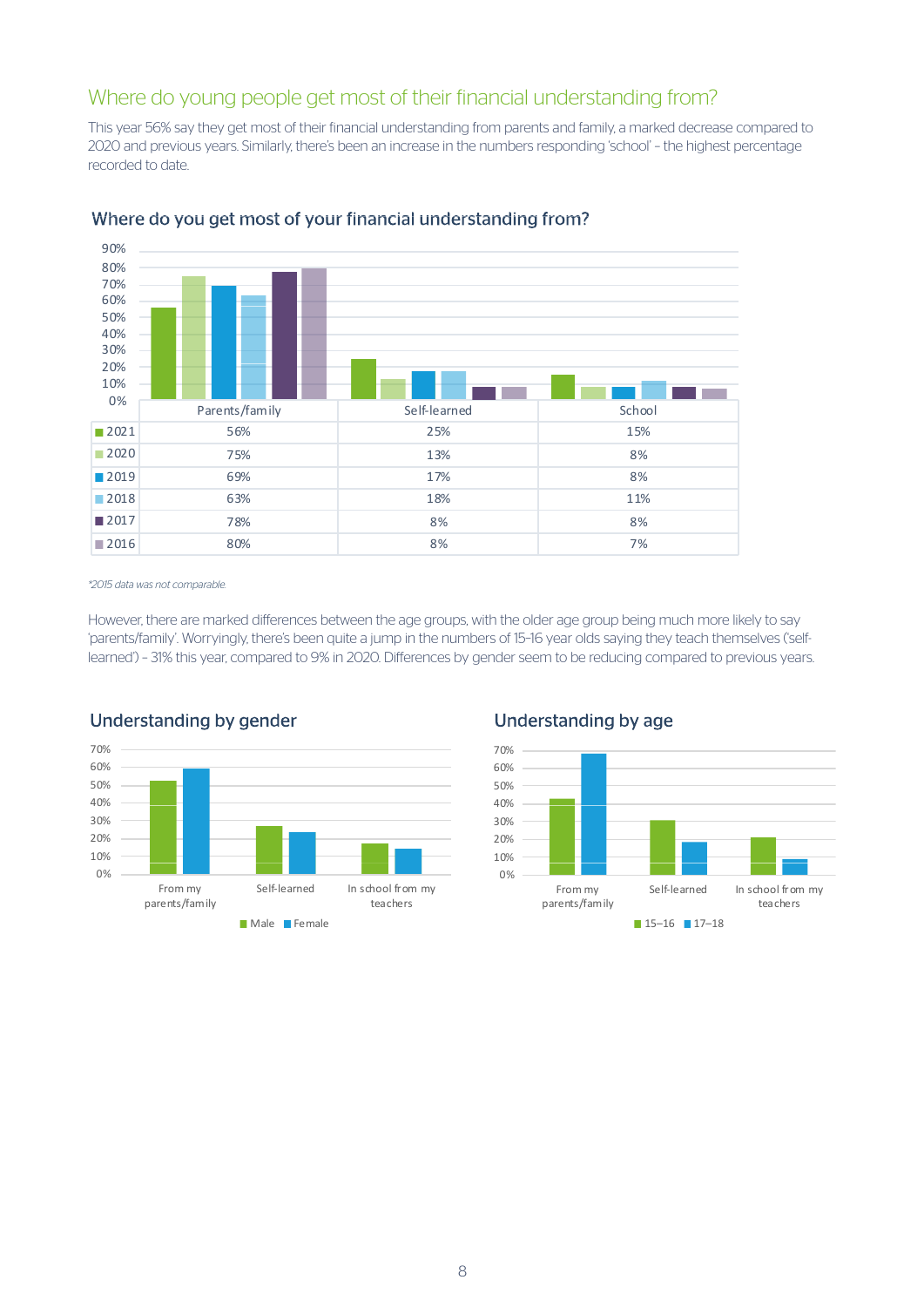## Where do young people get most of their financial understanding from?

This year 56% say they get most of their financial understanding from parents and family, a marked decrease compared to 2020 and previous years. Similarly, there's been an increase in the numbers responding 'school' – the highest percentage recorded to date.

### Where do you get most of your financial understanding from?

| | Parents/family | Self-learned | School |
|---|---|---|---|
| 2021 | 56% | 25% | 15% |
| 2020 | 75% | 13% | 8% |
| 2019 | 69% | 17% | 8% |
| 2018 | 63% | 18% | 11% |
| 2017 | 78% | 8% | 8% |
| 2016 | 80% | 8% | 7% |

*2015 data was not comparable.*

However, there are marked differences between the age groups, with the older age group being much more likely to say 'parents/family'. Worryingly, there's been quite a jump in the numbers of 15–16 year olds saying they teach themselves ('self-learned') – 31% this year, compared to 9% in 2020. Differences by gender seem to be reducing compared to previous years.

### Understanding by gender

### Understanding by age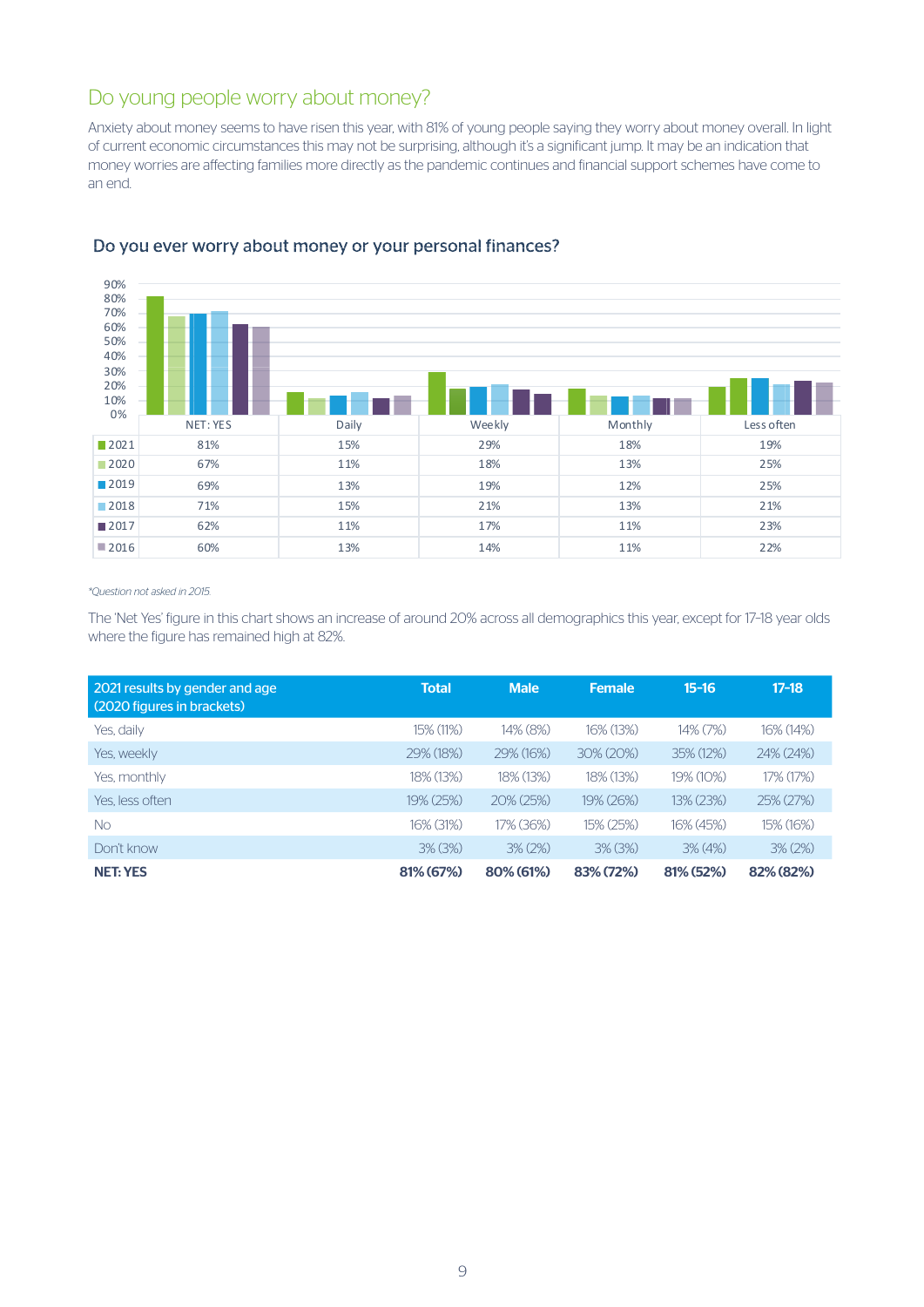## Do young people worry about money?

Anxiety about money seems to have risen this year, with 81% of young people saying they worry about money overall. In light of current economic circumstances this may not be surprising, although it's a significant jump. It may be an indication that money worries are affecting families more directly as the pandemic continues and financial support schemes have come to an end.

### Do you ever worry about money or your personal finances?

| | NET: YES | Daily | Weekly | Monthly | Less often |
|---|---|---|---|---|---|
| 2021 | 81% | 15% | 29% | 18% | 19% |
| 2020 | 67% | 11% | 18% | 13% | 25% |
| 2019 | 69% | 13% | 19% | 12% | 25% |
| 2018 | 71% | 15% | 21% | 13% | 21% |
| 2017 | 62% | 11% | 17% | 11% | 23% |
| 2016 | 60% | 13% | 14% | 11% | 22% |

*Question not asked in 2015.*

The 'Net Yes' figure in this chart shows an increase of around 20% across all demographics this year, except for 17-18 year olds where the figure has remained high at 82%.

| 2021 results by gender and age (2020 figures in brackets) | Total | Male | Female | 15-16 | 17-18 |
|---|---|---|---|---|---|
| Yes, daily | 15% (11%) | 14% (8%) | 16% (13%) | 14% (7%) | 16% (14%) |
| Yes, weekly | 29% (18%) | 29% (16%) | 30% (20%) | 35% (12%) | 24% (24%) |
| Yes, monthly | 18% (13%) | 18% (13%) | 18% (13%) | 19% (10%) | 17% (17%) |
| Yes, less often | 19% (25%) | 20% (25%) | 19% (26%) | 13% (23%) | 25% (27%) |
| No | 16% (31%) | 17% (36%) | 15% (25%) | 16% (45%) | 15% (16%) |
| Don't know | 3% (3%) | 3% (2%) | 3% (3%) | 3% (4%) | 3% (2%) |
| **NET: YES** | **81% (67%)** | **80% (61%)** | **83% (72%)** | **81% (52%)** | **82% (82%)** |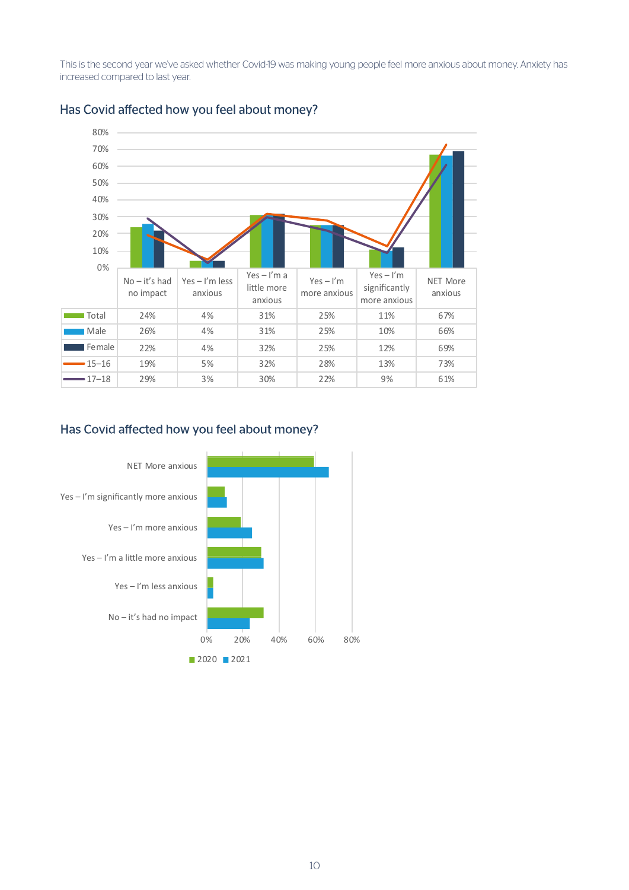This is the second year we've asked whether Covid-19 was making young people feel more anxious about money. Anxiety has increased compared to last year.

## Has Covid affected how you feel about money?

| | No – it's had no impact | Yes – I'm less anxious | Yes – I'm a little more anxious | Yes – I'm more anxious | Yes – I'm significantly more anxious | NET More anxious |
|---|---|---|---|---|---|---|
| Total | 24% | 4% | 31% | 25% | 11% | 67% |
| Male | 26% | 4% | 31% | 25% | 10% | 66% |
| Female | 22% | 4% | 32% | 25% | 12% | 69% |
| 15–16 | 19% | 5% | 32% | 28% | 13% | 73% |
| 17–18 | 29% | 3% | 30% | 22% | 9% | 61% |

## Has Covid affected how you feel about money?

NET More anxious

Yes – I'm significantly more anxious

Yes – I'm more anxious

Yes – I'm a little more anxious

Yes – I'm less anxious

No – it's had no impact

0% 20% 40% 60% 80%

2020 2021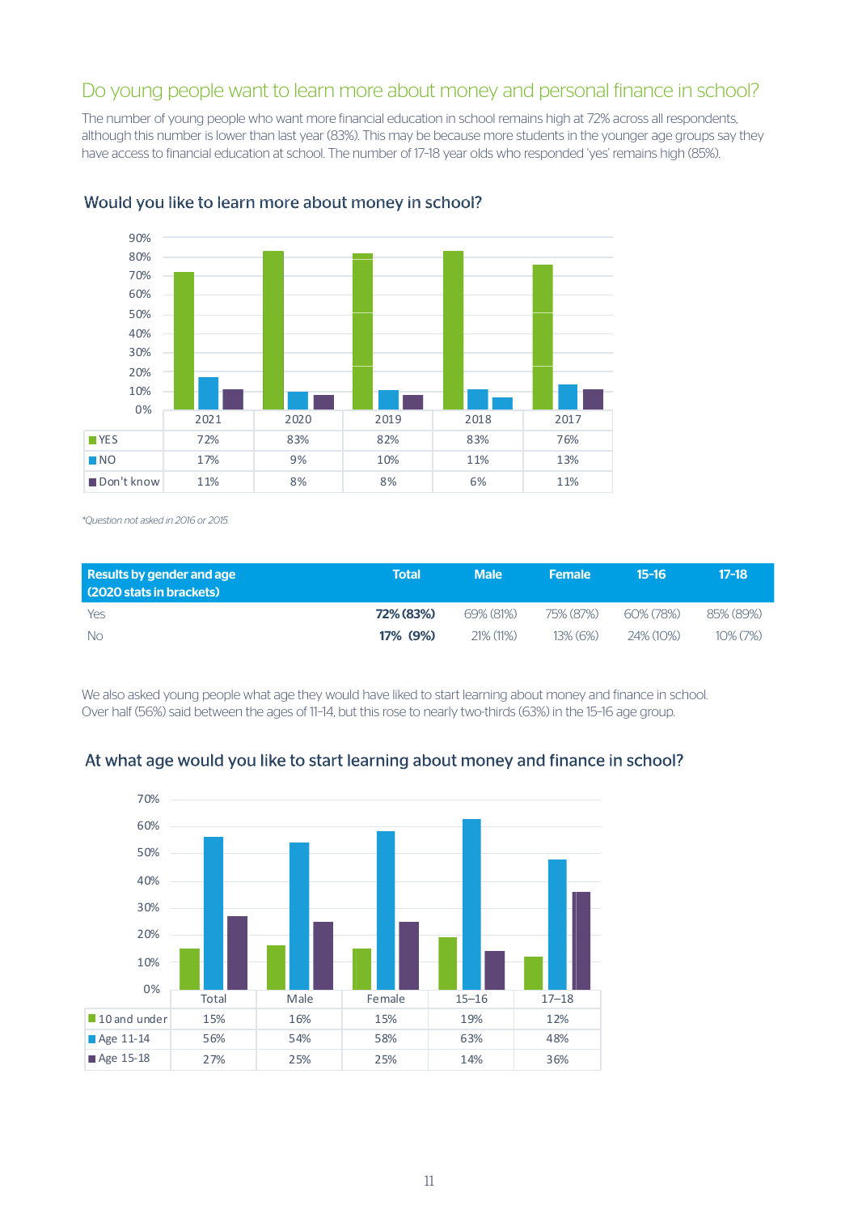## Do young people want to learn more about money and personal finance in school?

The number of young people who want more financial education in school remains high at 72% across all respondents, although this number is lower than last year (83%). This may be because more students in the younger age groups say they have access to financial education at school. The number of 17-18 year olds who responded 'yes' remains high (85%).

### Would you like to learn more about money in school?

| | 2021 | 2020 | 2019 | 2018 | 2017 |
|---|---|---|---|---|---|
| YES | 72% | 83% | 82% | 83% | 76% |
| NO | 17% | 9% | 10% | 11% | 13% |
| Don't know | 11% | 8% | 8% | 6% | 11% |

*\*Question not asked in 2016 or 2015.*

| Results by gender and age (2020 stats in brackets) | Total | Male | Female | 15-16 | 17-18 |
|---|---|---|---|---|---|
| Yes | **72% (83%)** | 69% (81%) | 75% (87%) | 60% (78%) | 85% (89%) |
| No | **17% (9%)** | 21% (11%) | 13% (6%) | 24% (10%) | 10% (7%) |

We also asked young people what age they would have liked to start learning about money and finance in school. Over half (56%) said between the ages of 11-14, but this rose to nearly two-thirds (63%) in the 15-16 age group.

### At what age would you like to start learning about money and finance in school?

| | Total | Male | Female | 15–16 | 17–18 |
|---|---|---|---|---|---|
| 10 and under | 15% | 16% | 15% | 19% | 12% |
| Age 11-14 | 56% | 54% | 58% | 63% | 48% |
| Age 15-18 | 27% | 25% | 25% | 14% | 36% |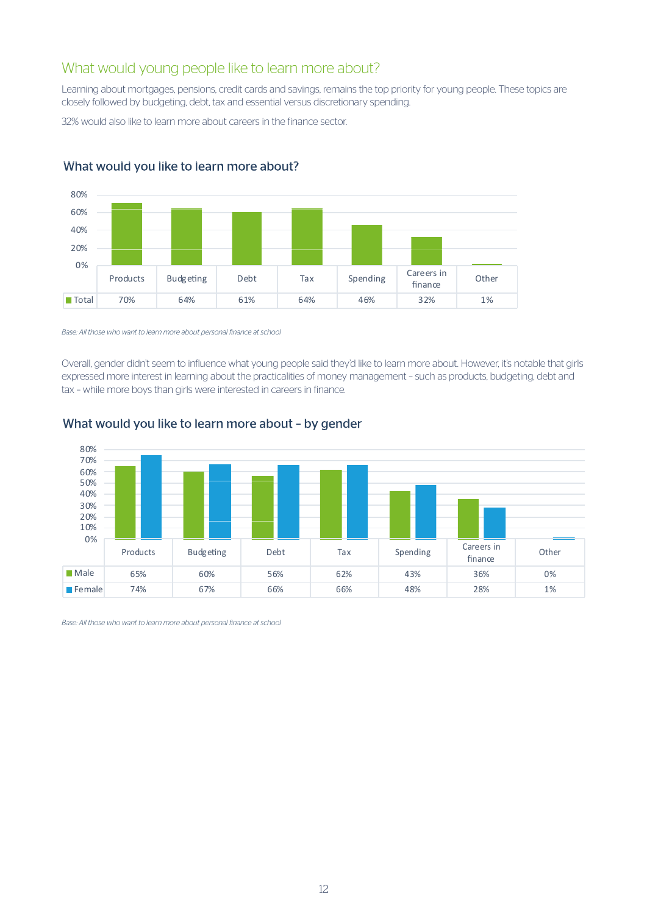## What would young people like to learn more about?

Learning about mortgages, pensions, credit cards and savings, remains the top priority for young people. These topics are closely followed by budgeting, debt, tax and essential versus discretionary spending.

32% would also like to learn more about careers in the finance sector.

### What would you like to learn more about?

| | Products | Budgeting | Debt | Tax | Spending | Careers in finance | Other |
|---|---|---|---|---|---|---|---|
| Total | 70% | 64% | 61% | 64% | 46% | 32% | 1% |

*Base: All those who want to learn more about personal finance at school*

Overall, gender didn't seem to influence what young people said they'd like to learn more about. However, it's notable that girls expressed more interest in learning about the practicalities of money management – such as products, budgeting, debt and tax – while more boys than girls were interested in careers in finance.

### What would you like to learn more about – by gender

| | Products | Budgeting | Debt | Tax | Spending | Careers in finance | Other |
|---|---|---|---|---|---|---|---|
| Male | 65% | 60% | 56% | 62% | 43% | 36% | 0% |
| Female | 74% | 67% | 66% | 66% | 48% | 28% | 1% |

*Base: All those who want to learn more about personal finance at school*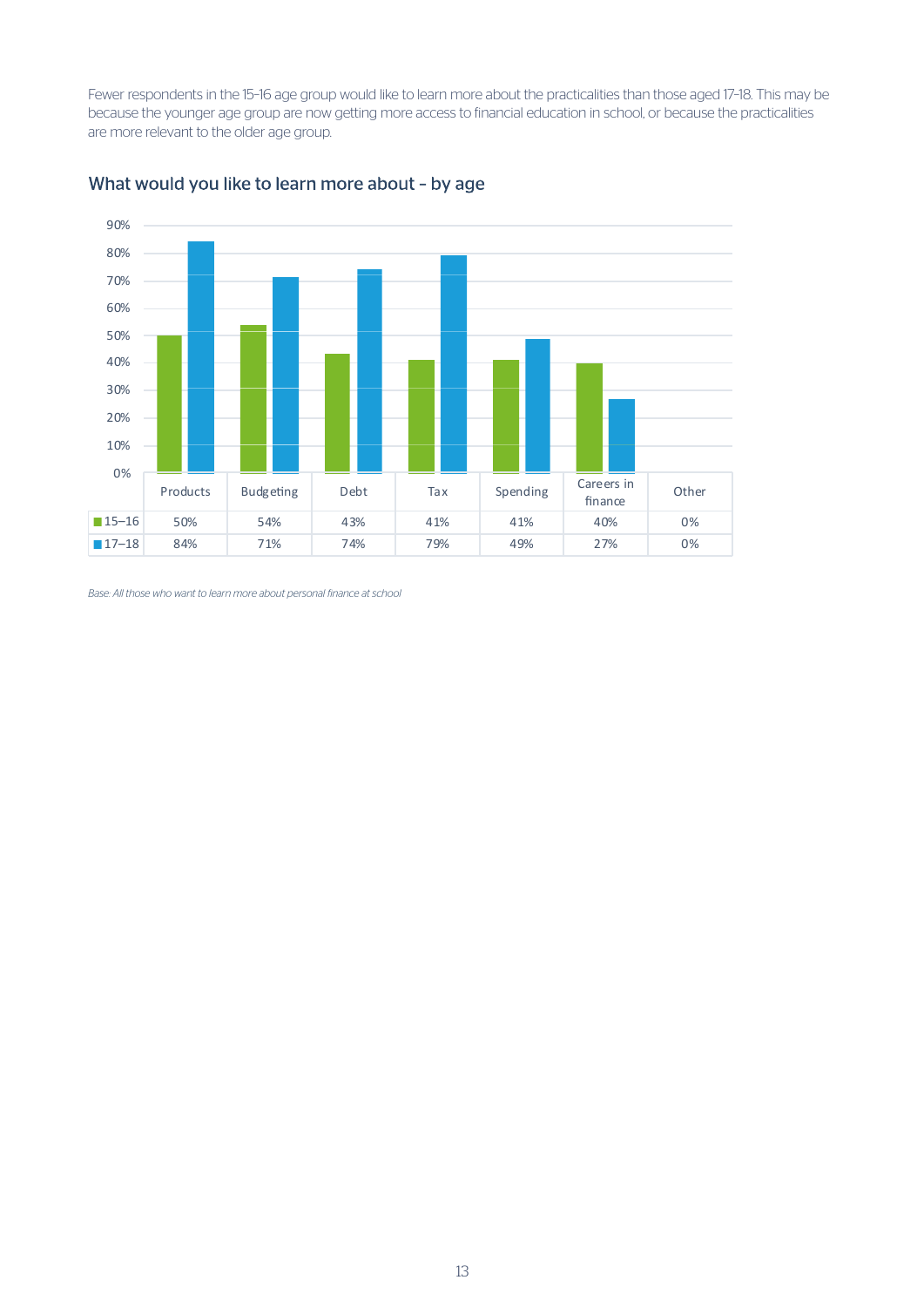Fewer respondents in the 15–16 age group would like to learn more about the practicalities than those aged 17–18. This may be because the younger age group are now getting more access to financial education in school, or because the practicalities are more relevant to the older age group.

## What would you like to learn more about – by age

| | Products | Budgeting | Debt | Tax | Spending | Careers in finance | Other |
|---|---|---|---|---|---|---|---|
| 15–16 | 50% | 54% | 43% | 41% | 41% | 40% | 0% |
| 17–18 | 84% | 71% | 74% | 79% | 49% | 27% | 0% |

*Base: All those who want to learn more about personal finance at school*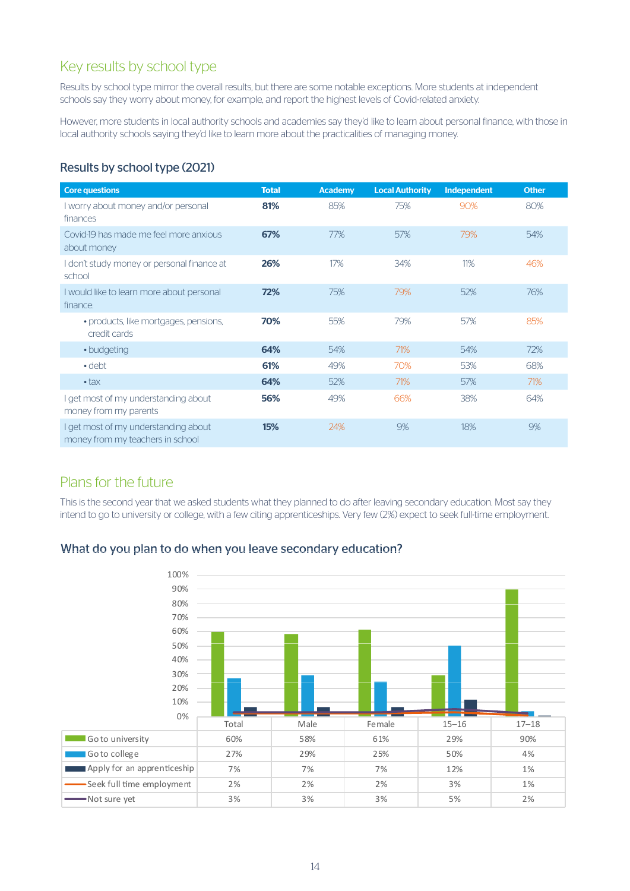## Key results by school type

Results by school type mirror the overall results, but there are some notable exceptions. More students at independent schools say they worry about money, for example, and report the highest levels of Covid-related anxiety.

However, more students in local authority schools and academies say they'd like to learn about personal finance, with those in local authority schools saying they'd like to learn more about the practicalities of managing money.

### Results by school type (2021)

| Core questions | Total | Academy | Local Authority | Independent | Other |
|---|---|---|---|---|---|
| I worry about money and/or personal finances | **81%** | 85% | 75% | 90% | 80% |
| Covid-19 has made me feel more anxious about money | **67%** | 77% | 57% | 79% | 54% |
| I don't study money or personal finance at school | **26%** | 17% | 34% | 11% | 46% |
| I would like to learn more about personal finance: | **72%** | 75% | 79% | 52% | 76% |
| • products, like mortgages, pensions, credit cards | **70%** | 55% | 79% | 57% | 85% |
| • budgeting | **64%** | 54% | 71% | 54% | 72% |
| • debt | **61%** | 49% | 70% | 53% | 68% |
| • tax | **64%** | 52% | 71% | 57% | 71% |
| I get most of my understanding about money from my parents | **56%** | 49% | 66% | 38% | 64% |
| I get most of my understanding about money from my teachers in school | **15%** | 24% | 9% | 18% | 9% |

## Plans for the future

This is the second year that we asked students what they planned to do after leaving secondary education. Most say they intend to go to university or college, with a few citing apprenticeships. Very few (2%) expect to seek full-time employment.

### What do you plan to do when you leave secondary education?

| | Total | Male | Female | 15–16 | 17–18 |
|---|---|---|---|---|---|
| Go to university | 60% | 58% | 61% | 29% | 90% |
| Go to college | 27% | 29% | 25% | 50% | 4% |
| Apply for an apprenticeship | 7% | 7% | 7% | 12% | 1% |
| Seek full time employment | 2% | 2% | 2% | 3% | 1% |
| Not sure yet | 3% | 3% | 3% | 5% | 2% |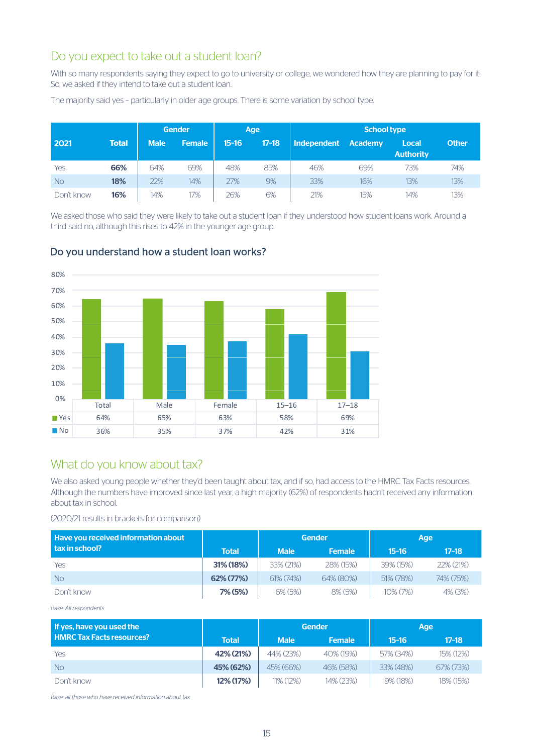## Do you expect to take out a student loan?

With so many respondents saying they expect to go to university or college, we wondered how they are planning to pay for it. So, we asked if they intend to take out a student loan.

The majority said yes – particularly in older age groups. There is some variation by school type.

| 2021 | Total | Gender | | Age | | School type | | | |
|---|---|---|---|---|---|---|---|---|---|
| | | Male | Female | 15-16 | 17-18 | Independent | Academy | Local Authority | Other |
| Yes | **66%** | 64% | 69% | 48% | 85% | 46% | 69% | 73% | 74% |
| No | **18%** | 22% | 14% | 27% | 9% | 33% | 16% | 13% | 13% |
| Don't know | **16%** | 14% | 17% | 26% | 6% | 21% | 15% | 14% | 13% |

We asked those who said they were likely to take out a student loan if they understood how student loans work. Around a third said no, although this rises to 42% in the younger age group.

### Do you understand how a student loan works?

| | Total | Male | Female | 15–16 | 17–18 |
|---|---|---|---|---|---|
| Yes | 64% | 65% | 63% | 58% | 69% |
| No | 36% | 35% | 37% | 42% | 31% |

## What do you know about tax?

We also asked young people whether they'd been taught about tax, and if so, had access to the HMRC Tax Facts resources. Although the numbers have improved since last year, a high majority (62%) of respondents hadn't received any information about tax in school.

(2020/21 results in brackets for comparison)

| Have you received information about tax in school? | Total | Gender | | Age | |
|---|---|---|---|---|---|
| | | Male | Female | 15-16 | 17-18 |
| Yes | **31% (18%)** | 33% (21%) | 28% (15%) | 39% (15%) | 22% (21%) |
| No | **62% (77%)** | 61% (74%) | 64% (80%) | 51% (78%) | 74% (75%) |
| Don't know | **7% (5%)** | 6% (5%) | 8% (5%) | 10% (7%) | 4% (3%) |

*Base: All respondents*

| If yes, have you used the HMRC Tax Facts resources? | Total | Gender | | Age | |
|---|---|---|---|---|---|
| | | Male | Female | 15-16 | 17-18 |
| Yes | **42% (21%)** | 44% (23%) | 40% (19%) | 57% (34%) | 15% (12%) |
| No | **45% (62%)** | 45% (66%) | 46% (58%) | 33% (48%) | 67% (73%) |
| Don't know | **12% (17%)** | 11% (12%) | 14% (23%) | 9% (18%) | 18% (15%) |

*Base: all those who have received information about tax*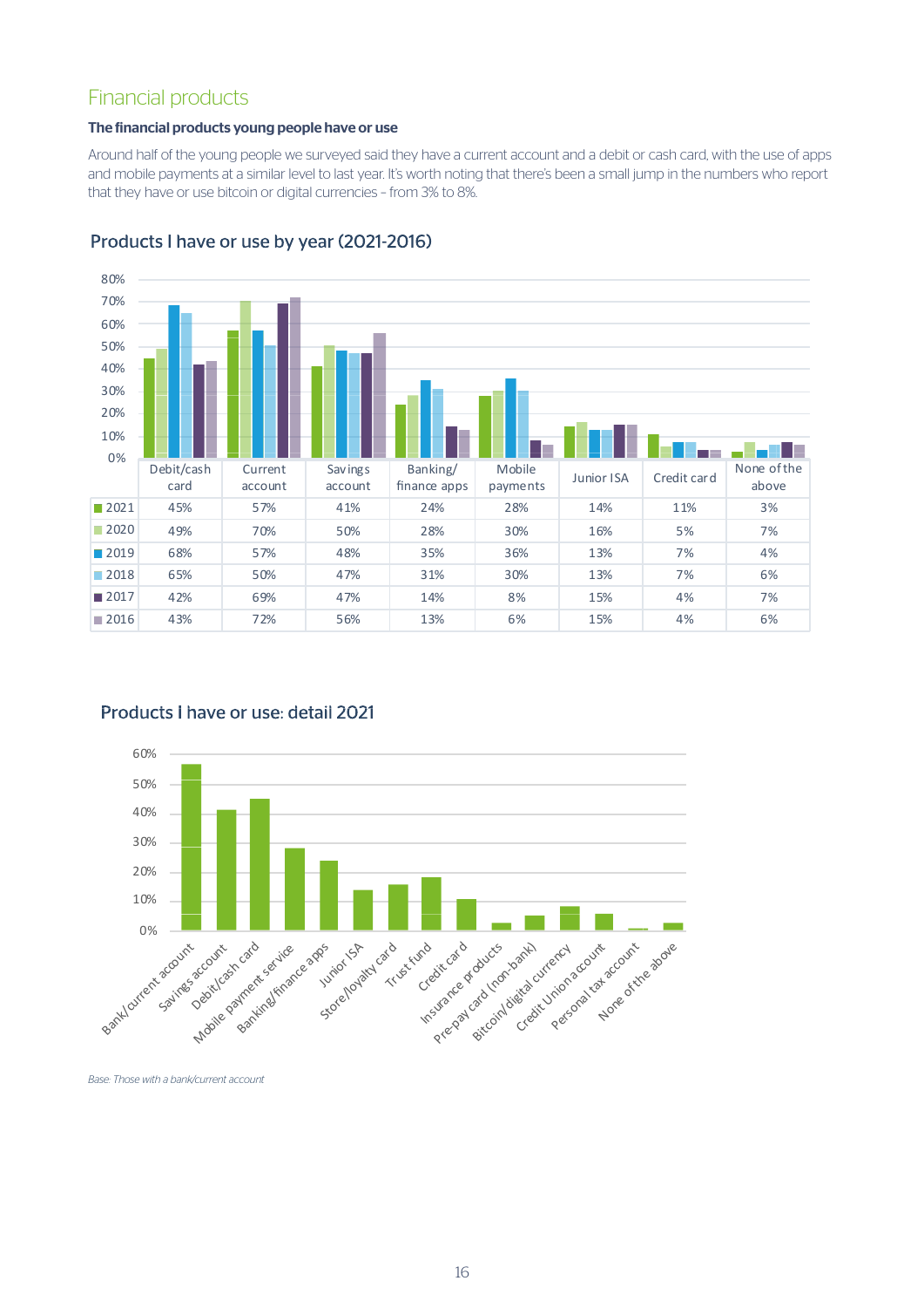## Financial products

**The financial products young people have or use**

Around half of the young people we surveyed said they have a current account and a debit or cash card, with the use of apps and mobile payments at a similar level to last year. It's worth noting that there's been a small jump in the numbers who report that they have or use bitcoin or digital currencies – from 3% to 8%.

### Products I have or use by year (2021-2016)

| | Debit/cash card | Current account | Savings account | Banking/ finance apps | Mobile payments | Junior ISA | Credit card | None of the above |
|---|---|---|---|---|---|---|---|---|
| 2021 | 45% | 57% | 41% | 24% | 28% | 14% | 11% | 3% |
| 2020 | 49% | 70% | 50% | 28% | 30% | 16% | 5% | 7% |
| 2019 | 68% | 57% | 48% | 35% | 36% | 13% | 7% | 4% |
| 2018 | 65% | 50% | 47% | 31% | 30% | 13% | 7% | 6% |
| 2017 | 42% | 69% | 47% | 14% | 8% | 15% | 4% | 7% |
| 2016 | 43% | 72% | 56% | 13% | 6% | 15% | 4% | 6% |

### Products I have or use: detail 2021

Bank/current account, Savings account, Debit/cash card, Mobile payment service, Banking/finance apps, Junior ISA, Store/loyalty card, Trust fund, Credit card, Insurance products, Pre-pay card (non-bank), Bitcoin/digital currency, Credit Union account, Personal tax account, None of the above

*Base: Those with a bank/current account*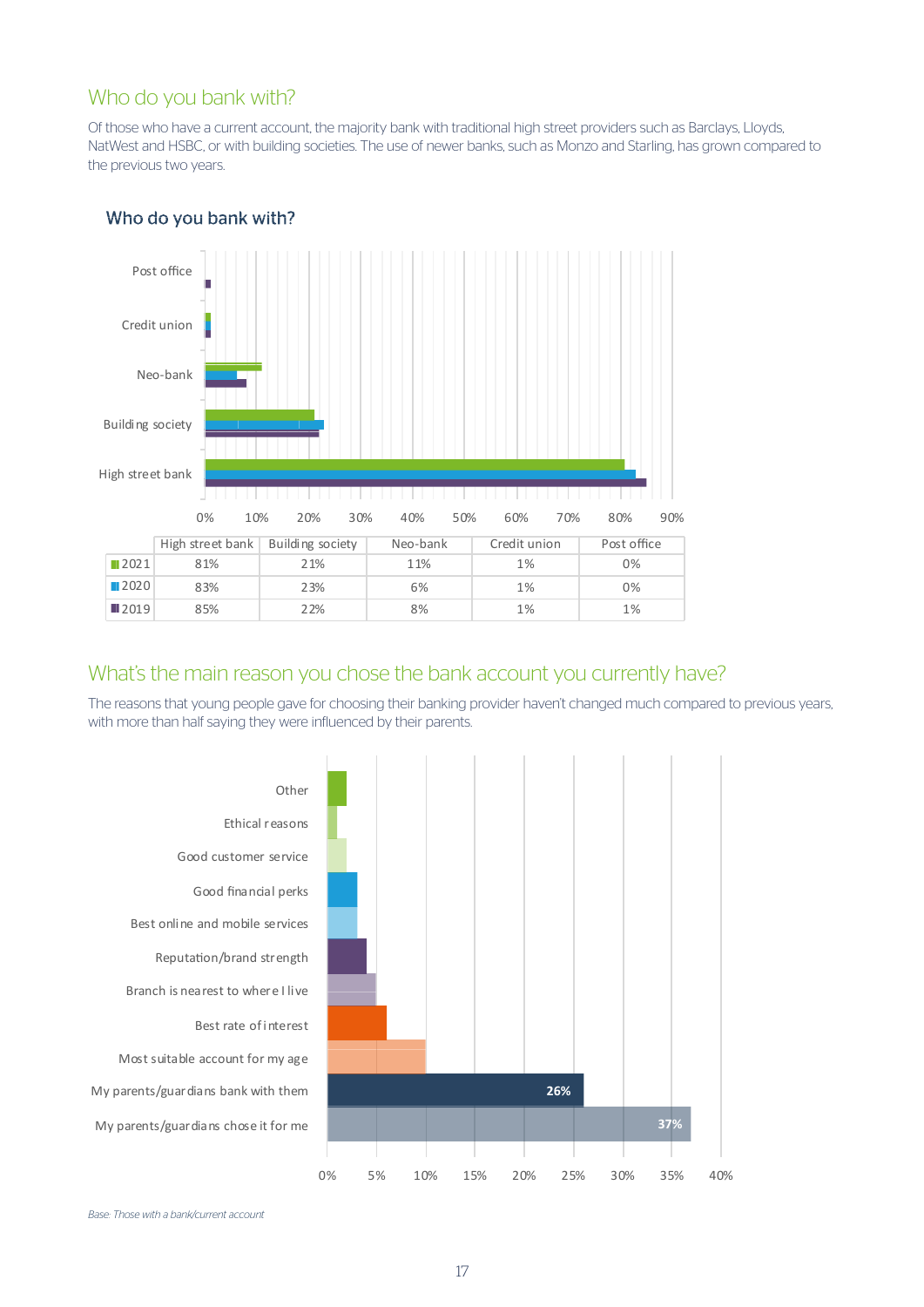## Who do you bank with?

Of those who have a current account, the majority bank with traditional high street providers such as Barclays, Lloyds, NatWest and HSBC, or with building societies. The use of newer banks, such as Monzo and Starling, has grown compared to the previous two years.

### Who do you bank with?

| | High street bank | Building society | Neo-bank | Credit union | Post office |
|---|---|---|---|---|---|
| 2021 | 81% | 21% | 11% | 1% | 0% |
| 2020 | 83% | 23% | 6% | 1% | 0% |
| 2019 | 85% | 22% | 8% | 1% | 1% |

## What's the main reason you chose the bank account you currently have?

The reasons that young people gave for choosing their banking provider haven't changed much compared to previous years, with more than half saying they were influenced by their parents.

| Reason | % |
|---|---|
| Other | |
| Ethical reasons | |
| Good customer service | |
| Good financial perks | |
| Best online and mobile services | |
| Reputation/brand strength | |
| Branch is nearest to where I live | |
| Best rate of interest | |
| Most suitable account for my age | |
| My parents/guardians bank with them | 26% |
| My parents/guardians chose it for me | 37% |

*Base: Those with a bank/current account*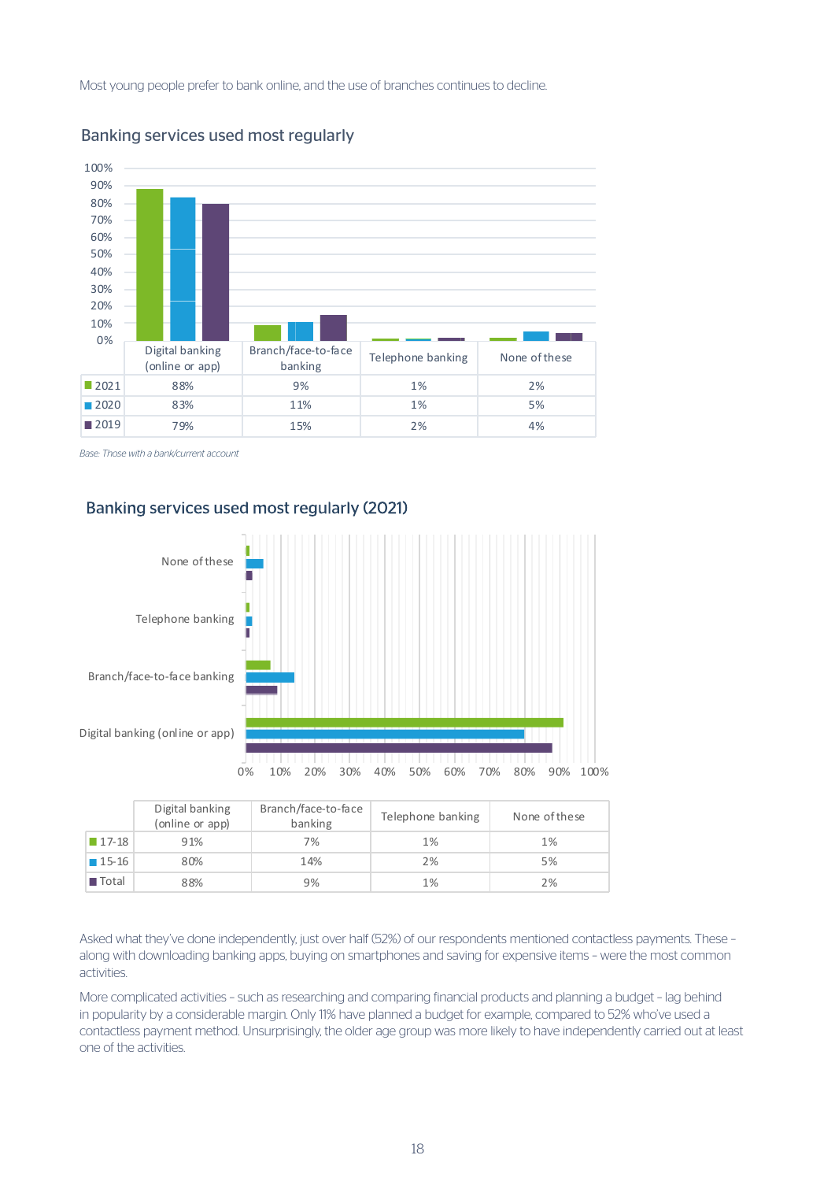Most young people prefer to bank online, and the use of branches continues to decline.

## Banking services used most regularly

| | Digital banking (online or app) | Branch/face-to-face banking | Telephone banking | None of these |
|---|---|---|---|---|
| 2021 | 88% | 9% | 1% | 2% |
| 2020 | 83% | 11% | 1% | 5% |
| 2019 | 79% | 15% | 2% | 4% |

*Base: Those with a bank/current account*

## Banking services used most regularly (2021)

| | Digital banking (online or app) | Branch/face-to-face banking | Telephone banking | None of these |
|---|---|---|---|---|
| 17-18 | 91% | 7% | 1% | 1% |
| 15-16 | 80% | 14% | 2% | 5% |
| Total | 88% | 9% | 1% | 2% |

Asked what they've done independently, just over half (52%) of our respondents mentioned contactless payments. These – along with downloading banking apps, buying on smartphones and saving for expensive items – were the most common activities.

More complicated activities – such as researching and comparing financial products and planning a budget – lag behind in popularity by a considerable margin. Only 11% have planned a budget for example, compared to 52% who've used a contactless payment method. Unsurprisingly, the older age group was more likely to have independently carried out at least one of the activities.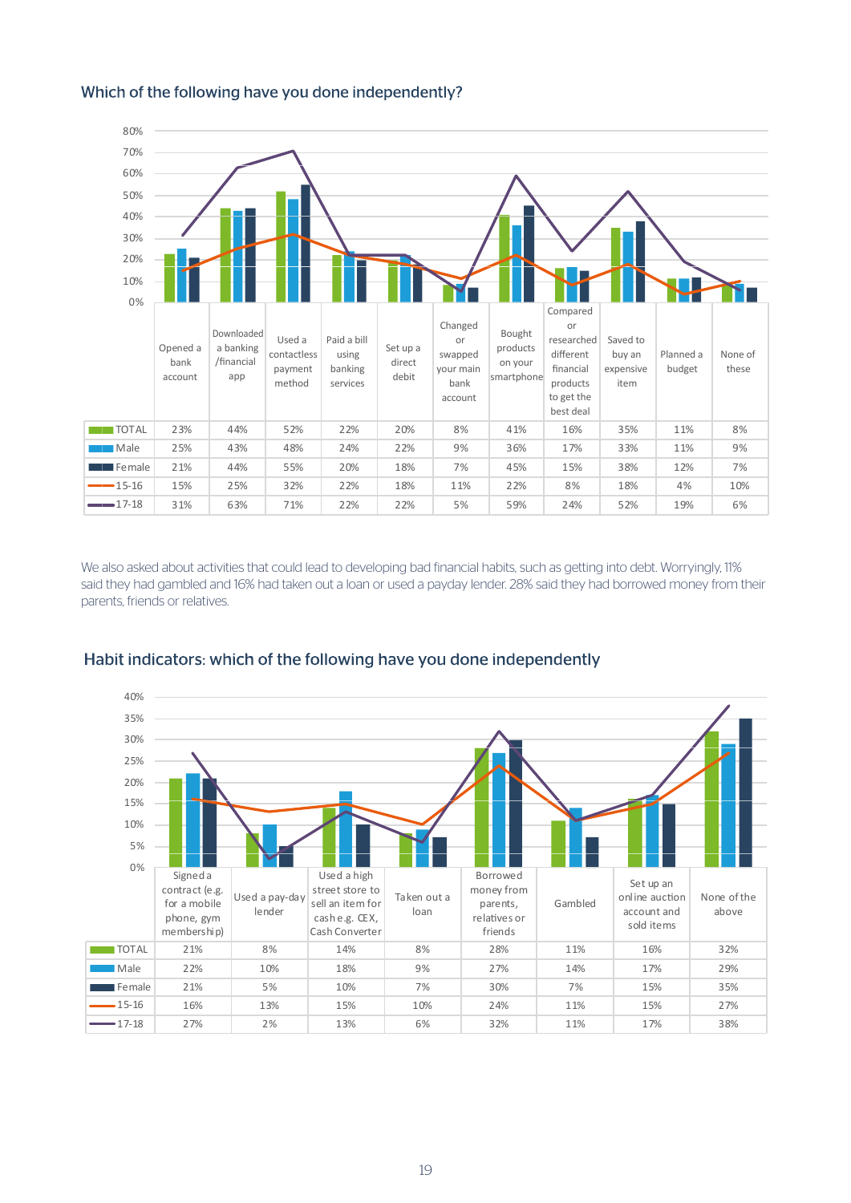## Which of the following have you done independently?

| | Opened a bank account | Downloaded a banking /financial app | Used a contactless payment method | Paid a bill using banking services | Set up a direct debit | Changed or swapped your main bank account | Bought products on your smartphone | Compared or researched different financial products to get the best deal | Saved to buy an expensive item | Planned a budget | None of these |
|---|---|---|---|---|---|---|---|---|---|---|---|
| TOTAL | 23% | 44% | 52% | 22% | 20% | 8% | 41% | 16% | 35% | 11% | 8% |
| Male | 25% | 43% | 48% | 24% | 22% | 9% | 36% | 17% | 33% | 11% | 9% |
| Female | 21% | 44% | 55% | 20% | 18% | 7% | 45% | 15% | 38% | 12% | 7% |
| 15-16 | 15% | 25% | 32% | 22% | 18% | 11% | 22% | 8% | 18% | 4% | 10% |
| 17-18 | 31% | 63% | 71% | 22% | 22% | 5% | 59% | 24% | 52% | 19% | 6% |

We also asked about activities that could lead to developing bad financial habits, such as getting into debt. Worryingly, 11% said they had gambled and 16% had taken out a loan or used a payday lender. 28% said they had borrowed money from their parents, friends or relatives.

## Habit indicators: which of the following have you done independently

| | Signed a contract (e.g. for a mobile phone, gym membership) | Used a pay-day lender | Used a high street store to sell an item for cash e.g. CEX, Cash Converter | Taken out a loan | Borrowed money from parents, relatives or friends | Gambled | Set up an online auction account and sold items | None of the above |
|---|---|---|---|---|---|---|---|---|
| TOTAL | 21% | 8% | 14% | 8% | 28% | 11% | 16% | 32% |
| Male | 22% | 10% | 18% | 9% | 27% | 14% | 17% | 29% |
| Female | 21% | 5% | 10% | 7% | 30% | 7% | 15% | 35% |
| 15-16 | 16% | 13% | 15% | 10% | 24% | 11% | 15% | 27% |
| 17-18 | 27% | 2% | 13% | 6% | 32% | 11% | 17% | 38% |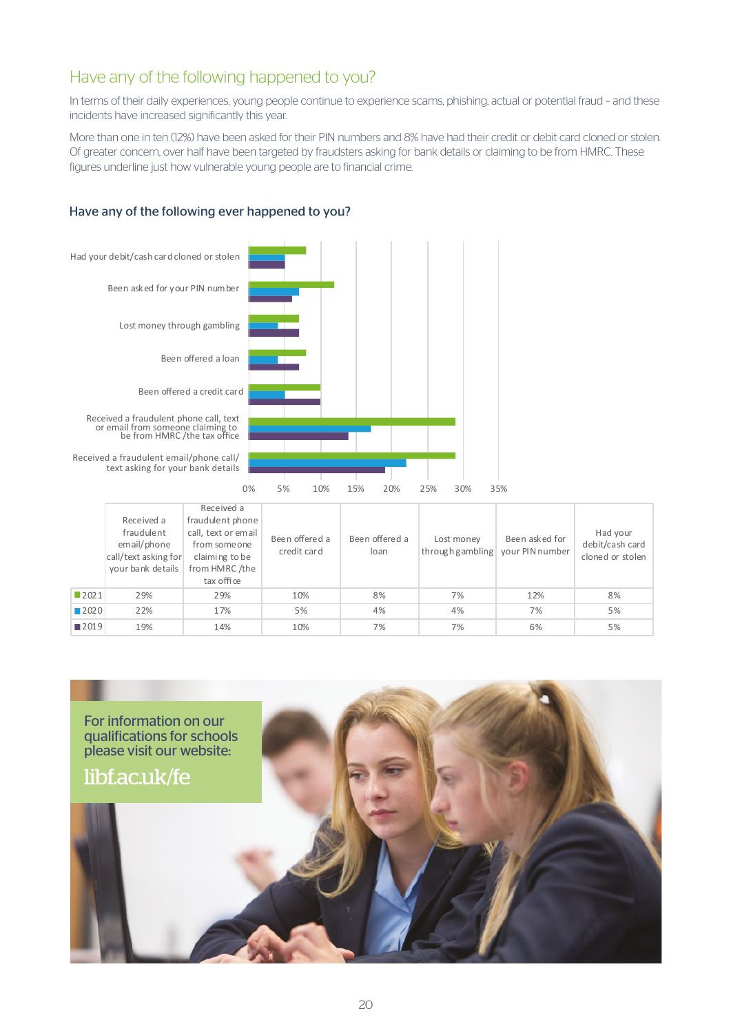## Have any of the following happened to you?

In terms of their daily experiences, young people continue to experience scams, phishing, actual or potential fraud – and these incidents have increased significantly this year.

More than one in ten (12%) have been asked for their PIN numbers and 8% have had their credit or debit card cloned or stolen. Of greater concern, over half have been targeted by fraudsters asking for bank details or claiming to be from HMRC. These figures underline just how vulnerable young people are to financial crime.

### Have any of the following ever happened to you?

| | Received a fraudulent email/phone call/text asking for your bank details | Received a fraudulent phone call, text or email from someone claiming to be from HMRC /the tax office | Been offered a credit card | Been offered a loan | Lost money through gambling | Been asked for your PIN number | Had your debit/cash card cloned or stolen |
|---|---|---|---|---|---|---|---|
| 2021 | 29% | 29% | 10% | 8% | 7% | 12% | 8% |
| 2020 | 22% | 17% | 5% | 4% | 4% | 7% | 5% |
| 2019 | 19% | 14% | 10% | 7% | 7% | 6% | 5% |

For information on our qualifications for schools please visit our website:

libf.ac.uk/fe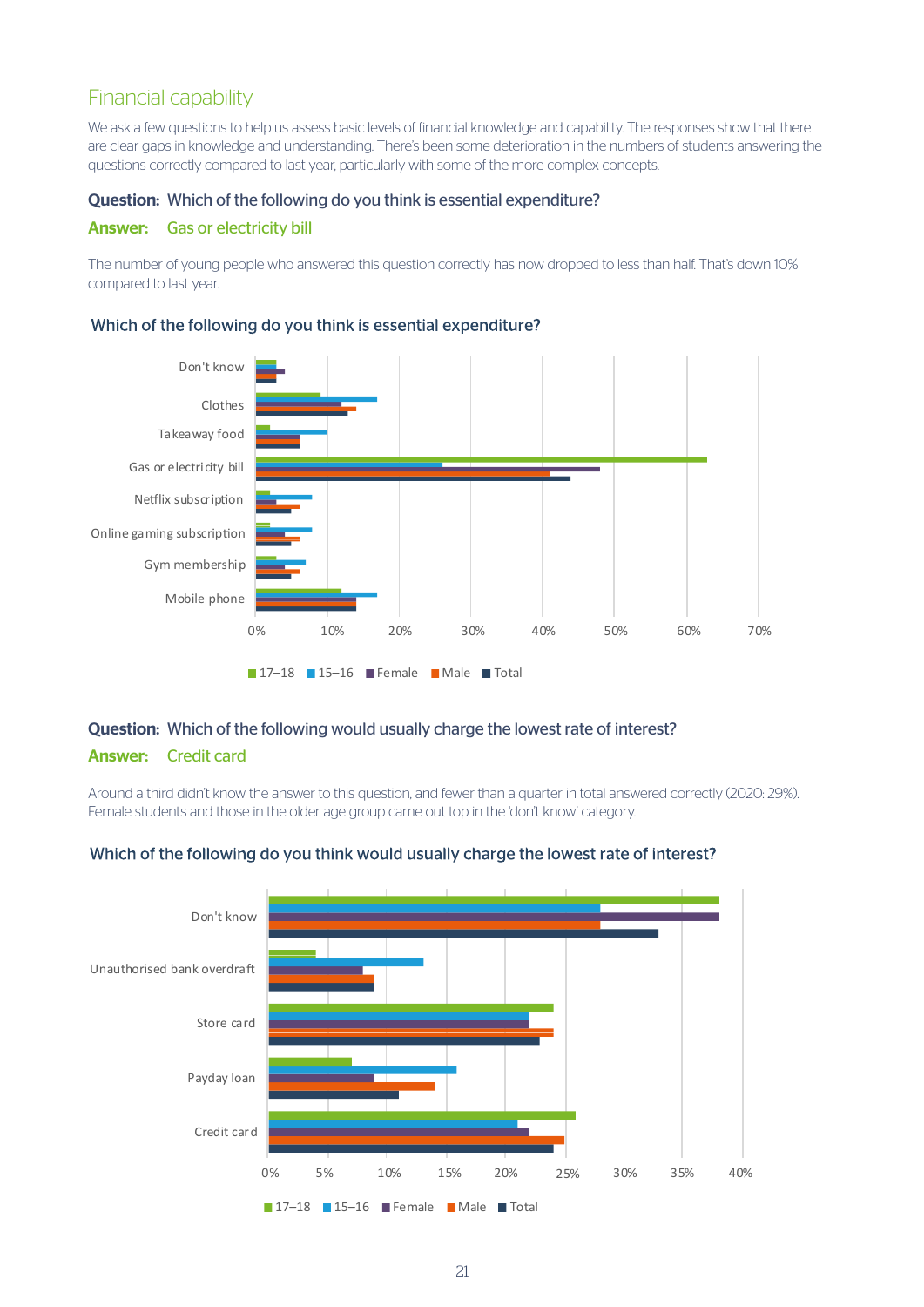## Financial capability

We ask a few questions to help us assess basic levels of financial knowledge and capability. The responses show that there are clear gaps in knowledge and understanding. There's been some deterioration in the numbers of students answering the questions correctly compared to last year, particularly with some of the more complex concepts.

**Question:** Which of the following do you think is essential expenditure?

**Answer:** Gas or electricity bill

The number of young people who answered this question correctly has now dropped to less than half. That's down 10% compared to last year.

### Which of the following do you think is essential expenditure?

Don't know
Clothes
Takeaway food
Gas or electricity bill
Netflix subscription
Online gaming subscription
Gym membership
Mobile phone

0% 10% 20% 30% 40% 50% 60% 70%

17–18 15–16 Female Male Total

**Question:** Which of the following would usually charge the lowest rate of interest?

**Answer:** Credit card

Around a third didn't know the answer to this question, and fewer than a quarter in total answered correctly (2020: 29%). Female students and those in the older age group came out top in the 'don't know' category.

### Which of the following do you think would usually charge the lowest rate of interest?

Don't know
Unauthorised bank overdraft
Store card
Payday loan
Credit card

0% 5% 10% 15% 20% 25% 30% 35% 40%

17–18 15–16 Female Male Total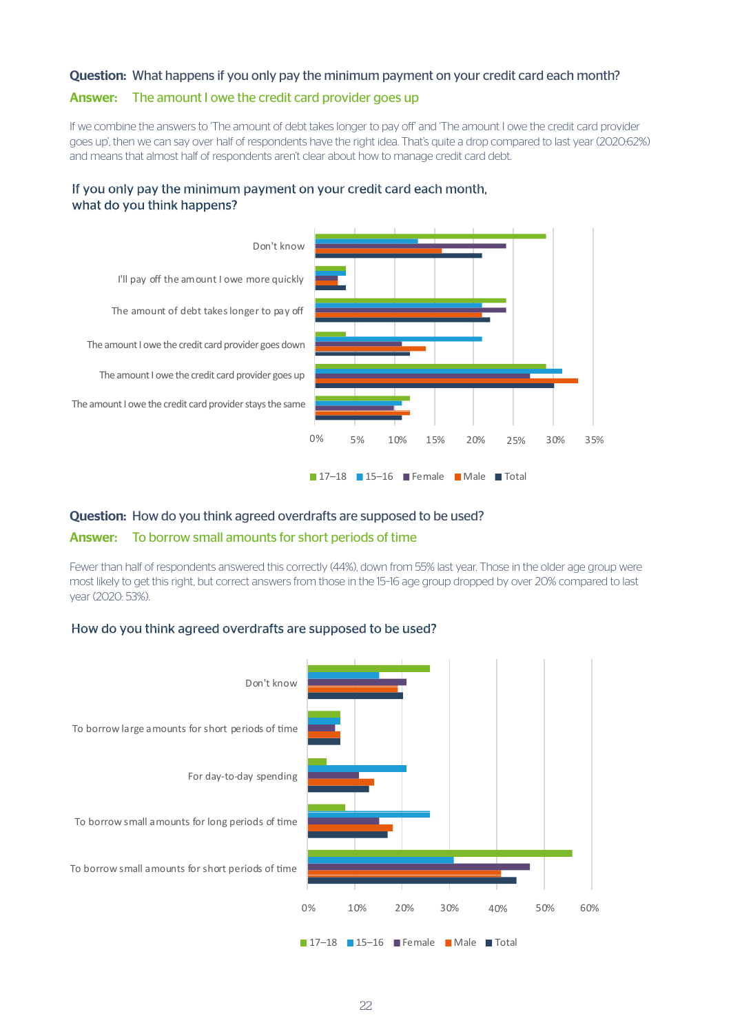**Question:** What happens if you only pay the minimum payment on your credit card each month?

**Answer:** The amount I owe the credit card provider goes up

If we combine the answers to 'The amount of debt takes longer to pay off' and 'The amount I owe the credit card provider goes up', then we can say over half of respondents have the right idea. That's quite a drop compared to last year (2020:62%) and means that almost half of respondents aren't clear about how to manage credit card debt.

### If you only pay the minimum payment on your credit card each month, what do you think happens?

Bar chart categories: Don't know; I'll pay off the amount I owe more quickly; The amount of debt takes longer to pay off; The amount I owe the credit card provider goes down; The amount I owe the credit card provider goes up; The amount I owe the credit card provider stays the same

Axis: 0%, 5%, 10%, 15%, 20%, 25%, 30%, 35%

Legend: 17–18, 15–16, Female, Male, Total

**Question:** How do you think agreed overdrafts are supposed to be used?

**Answer:** To borrow small amounts for short periods of time

Fewer than half of respondents answered this correctly (44%), down from 55% last year. Those in the older age group were most likely to get this right, but correct answers from those in the 15-16 age group dropped by over 20% compared to last year (2020: 53%).

### How do you think agreed overdrafts are supposed to be used?

Bar chart categories: Don't know; To borrow large amounts for short periods of time; For day-to-day spending; To borrow small amounts for long periods of time; To borrow small amounts for short periods of time

Axis: 0%, 10%, 20%, 30%, 40%, 50%, 60%

Legend: 17–18, 15–16, Female, Male, Total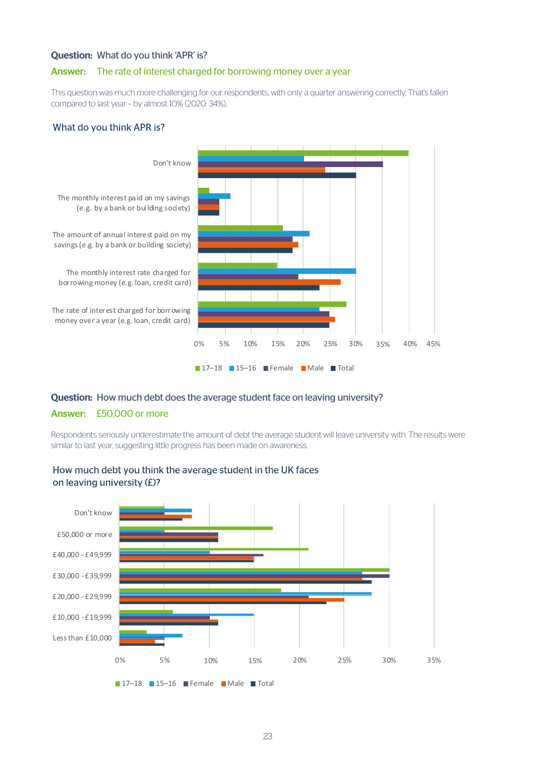**Question:** What do you think 'APR' is?

**Answer:** The rate of interest charged for borrowing money over a year

This question was much more challenging for our respondents, with only a quarter answering correctly. That's fallen compared to last year – by almost 10% (2020: 34%).

### What do you think APR is?

Categories: Don't know; The monthly interest paid on my savings (e.g. by a bank or building society); The amount of annual interest paid on my savings (e.g. by a bank or building society); The monthly interest rate charged for borrowing money (e.g. loan, credit card); The rate of interest charged for borrowing money over a year (e.g. loan, credit card)

Axis: 0% 5% 10% 15% 20% 25% 30% 35% 40% 45%

Legend: 17–18, 15–16, Female, Male, Total

**Question:** How much debt does the average student face on leaving university?

**Answer:** £50,000 or more

Respondents seriously underestimate the amount of debt the average student will leave university with. The results were similar to last year, suggesting little progress has been made on awareness.

### How much debt you think the average student in the UK faces on leaving university (£)?

Categories: Don't know; £50,000 or more; £40,000 - £49,999; £30,000 - £39,999; £20,000 - £29,999; £10,000 - £19,999; Less than £10,000

Axis: 0% 5% 10% 15% 20% 25% 30% 35%

Legend: 17–18, 15–16, Female, Male, Total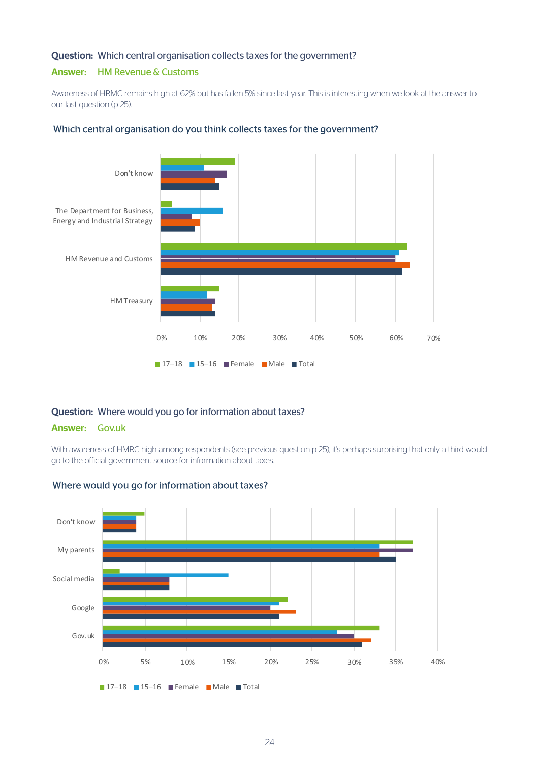**Question:** Which central organisation collects taxes for the government?

**Answer:** HM Revenue & Customs

Awareness of HRMC remains high at 62% but has fallen 5% since last year. This is interesting when we look at the answer to our last question (p 25).

### Which central organisation do you think collects taxes for the government?

Don't know

The Department for Business, Energy and Industrial Strategy

HM Revenue and Customs

HM Treasury

0% 10% 20% 30% 40% 50% 60% 70%

17–18 15–16 Female Male Total

**Question:** Where would you go for information about taxes?

**Answer:** Gov.uk

With awareness of HMRC high among respondents (see previous question p 25), it's perhaps surprising that only a third would go to the official government source for information about taxes.

### Where would you go for information about taxes?

Don't know

My parents

Social media

Google

Gov.uk

0% 5% 10% 15% 20% 25% 30% 35% 40%

17–18 15–16 Female Male Total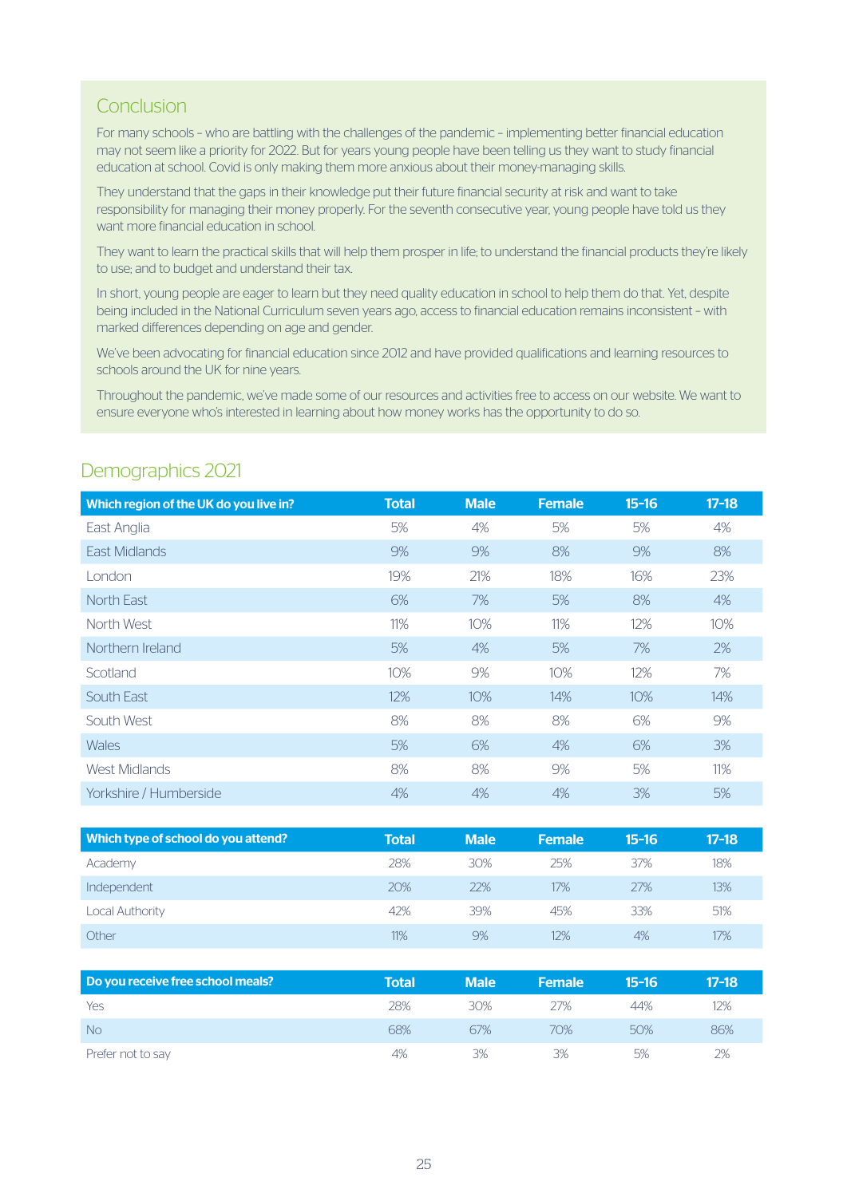## Conclusion

For many schools – who are battling with the challenges of the pandemic – implementing better financial education may not seem like a priority for 2022. But for years young people have been telling us they want to study financial education at school. Covid is only making them more anxious about their money-managing skills.

They understand that the gaps in their knowledge put their future financial security at risk and want to take responsibility for managing their money properly. For the seventh consecutive year, young people have told us they want more financial education in school.

They want to learn the practical skills that will help them prosper in life; to understand the financial products they're likely to use; and to budget and understand their tax.

In short, young people are eager to learn but they need quality education in school to help them do that. Yet, despite being included in the National Curriculum seven years ago, access to financial education remains inconsistent – with marked differences depending on age and gender.

We've been advocating for financial education since 2012 and have provided qualifications and learning resources to schools around the UK for nine years.

Throughout the pandemic, we've made some of our resources and activities free to access on our website. We want to ensure everyone who's interested in learning about how money works has the opportunity to do so.

## Demographics 2021

| Which region of the UK do you live in? | Total | Male | Female | 15-16 | 17-18 |
|---|---|---|---|---|---|
| East Anglia | 5% | 4% | 5% | 5% | 4% |
| East Midlands | 9% | 9% | 8% | 9% | 8% |
| London | 19% | 21% | 18% | 16% | 23% |
| North East | 6% | 7% | 5% | 8% | 4% |
| North West | 11% | 10% | 11% | 12% | 10% |
| Northern Ireland | 5% | 4% | 5% | 7% | 2% |
| Scotland | 10% | 9% | 10% | 12% | 7% |
| South East | 12% | 10% | 14% | 10% | 14% |
| South West | 8% | 8% | 8% | 6% | 9% |
| Wales | 5% | 6% | 4% | 6% | 3% |
| West Midlands | 8% | 8% | 9% | 5% | 11% |
| Yorkshire / Humberside | 4% | 4% | 4% | 3% | 5% |

| Which type of school do you attend? | Total | Male | Female | 15-16 | 17-18 |
|---|---|---|---|---|---|
| Academy | 28% | 30% | 25% | 37% | 18% |
| Independent | 20% | 22% | 17% | 27% | 13% |
| Local Authority | 42% | 39% | 45% | 33% | 51% |
| Other | 11% | 9% | 12% | 4% | 17% |

| Do you receive free school meals? | Total | Male | Female | 15-16 | 17-18 |
|---|---|---|---|---|---|
| Yes | 28% | 30% | 27% | 44% | 12% |
| No | 68% | 67% | 70% | 50% | 86% |
| Prefer not to say | 4% | 3% | 3% | 5% | 2% |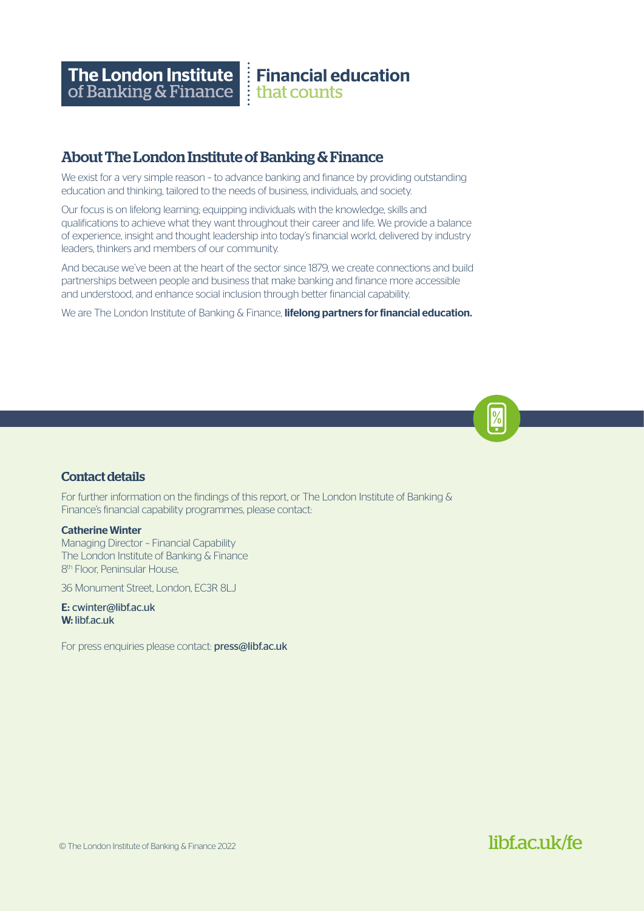**The London Institute of Banking & Finance** | **Financial education that counts**

## About The London Institute of Banking & Finance

We exist for a very simple reason – to advance banking and finance by providing outstanding education and thinking, tailored to the needs of business, individuals, and society.

Our focus is on lifelong learning; equipping individuals with the knowledge, skills and qualifications to achieve what they want throughout their career and life. We provide a balance of experience, insight and thought leadership into today's financial world, delivered by industry leaders, thinkers and members of our community.

And because we've been at the heart of the sector since 1879, we create connections and build partnerships between people and business that make banking and finance more accessible and understood, and enhance social inclusion through better financial capability.

We are The London Institute of Banking & Finance, **lifelong partners for financial education.**

## Contact details

For further information on the findings of this report, or The London Institute of Banking & Finance's financial capability programmes, please contact:

**Catherine Winter**
Managing Director – Financial Capability
The London Institute of Banking & Finance
8th Floor, Peninsular House,

36 Monument Street, London, EC3R 8LJ

**E:** cwinter@libf.ac.uk
**W:** libf.ac.uk

For press enquiries please contact: press@libf.ac.uk

© The London Institute of Banking & Finance 2022

libf.ac.uk/fe